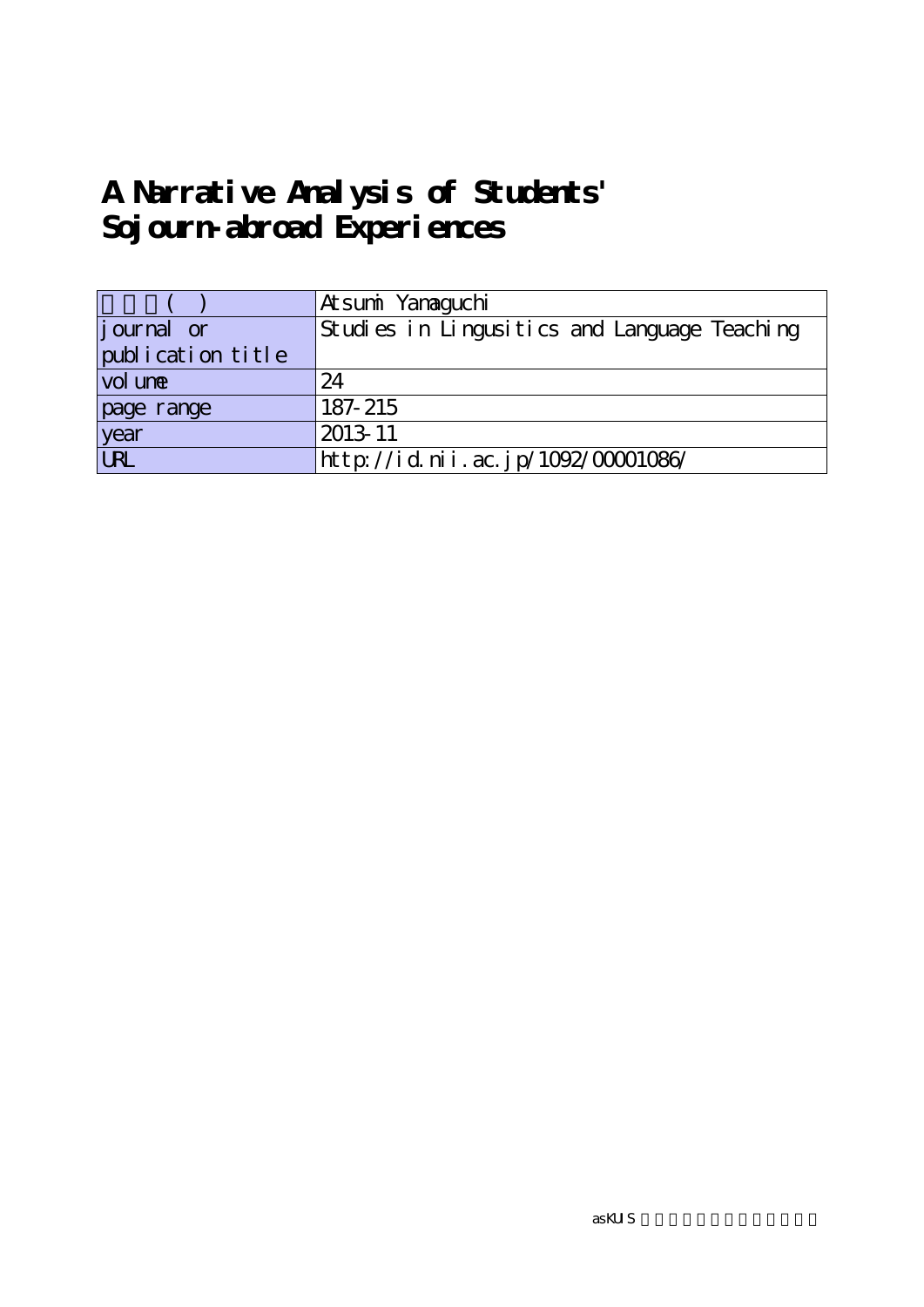# A Narrative Analysis of Students' Sojourn-abroad Experiences

| ( ) | Atsumi Yamaguchi |
|---|---|
| journal or publication title | Studies in Lingusitics and Language Teaching |
| volume | 24 |
| page range | 187-215 |
| year | 2013-11 |
| URL | http://id.nii.ac.jp/1092/00001086/ |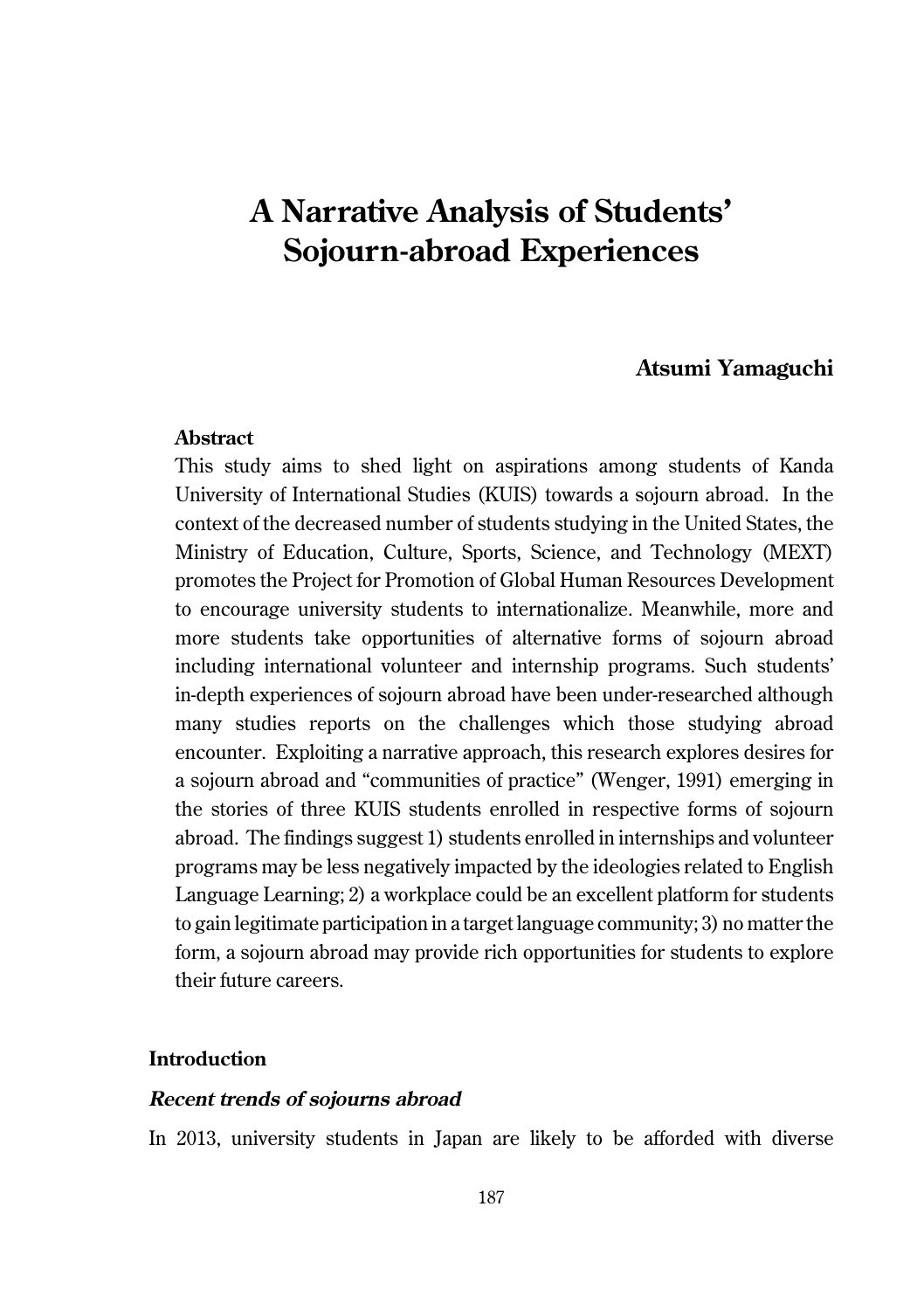# A Narrative Analysis of Students' Sojourn-abroad Experiences

**Atsumi Yamaguchi**

**Abstract**

This study aims to shed light on aspirations among students of Kanda University of International Studies (KUIS) towards a sojourn abroad. In the context of the decreased number of students studying in the United States, the Ministry of Education, Culture, Sports, Science, and Technology (MEXT) promotes the Project for Promotion of Global Human Resources Development to encourage university students to internationalize. Meanwhile, more and more students take opportunities of alternative forms of sojourn abroad including international volunteer and internship programs. Such students' in-depth experiences of sojourn abroad have been under-researched although many studies reports on the challenges which those studying abroad encounter. Exploiting a narrative approach, this research explores desires for a sojourn abroad and "communities of practice" (Wenger, 1991) emerging in the stories of three KUIS students enrolled in respective forms of sojourn abroad. The findings suggest 1) students enrolled in internships and volunteer programs may be less negatively impacted by the ideologies related to English Language Learning; 2) a workplace could be an excellent platform for students to gain legitimate participation in a target language community; 3) no matter the form, a sojourn abroad may provide rich opportunities for students to explore their future careers.

## Introduction

### *Recent trends of sojourns abroad*

In 2013, university students in Japan are likely to be afforded with diverse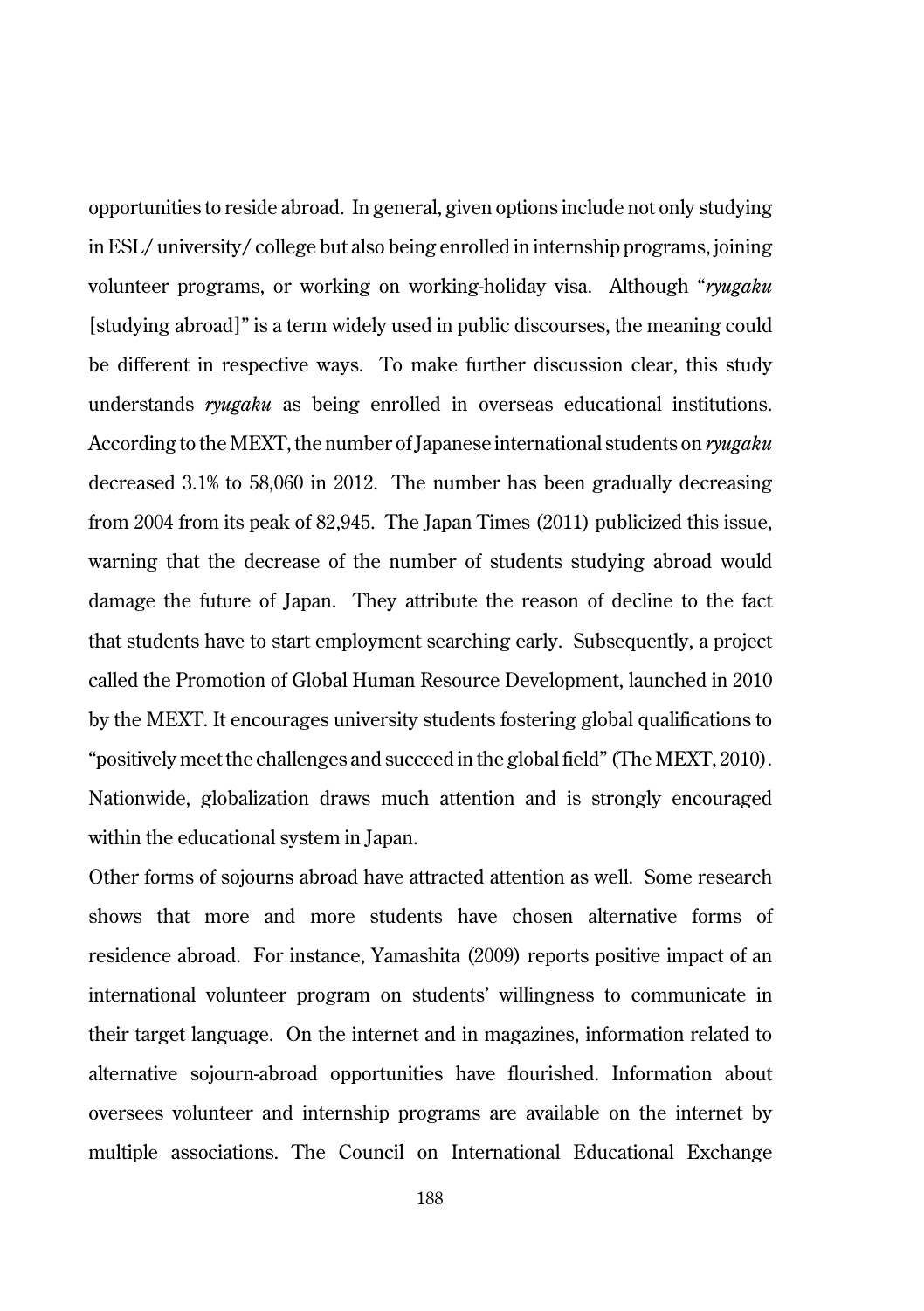opportunities to reside abroad. In general, given options include not only studying in ESL/ university/ college but also being enrolled in internship programs, joining volunteer programs, or working on working-holiday visa. Although "*ryugaku* [studying abroad]" is a term widely used in public discourses, the meaning could be different in respective ways. To make further discussion clear, this study understands *ryugaku* as being enrolled in overseas educational institutions. According to the MEXT, the number of Japanese international students on *ryugaku* decreased 3.1% to 58,060 in 2012. The number has been gradually decreasing from 2004 from its peak of 82,945. The Japan Times (2011) publicized this issue, warning that the decrease of the number of students studying abroad would damage the future of Japan. They attribute the reason of decline to the fact that students have to start employment searching early. Subsequently, a project called the Promotion of Global Human Resource Development, launched in 2010 by the MEXT. It encourages university students fostering global qualifications to "positively meet the challenges and succeed in the global field" (The MEXT, 2010). Nationwide, globalization draws much attention and is strongly encouraged within the educational system in Japan.

Other forms of sojourns abroad have attracted attention as well. Some research shows that more and more students have chosen alternative forms of residence abroad. For instance, Yamashita (2009) reports positive impact of an international volunteer program on students' willingness to communicate in their target language. On the internet and in magazines, information related to alternative sojourn-abroad opportunities have flourished. Information about oversees volunteer and internship programs are available on the internet by multiple associations. The Council on International Educational Exchange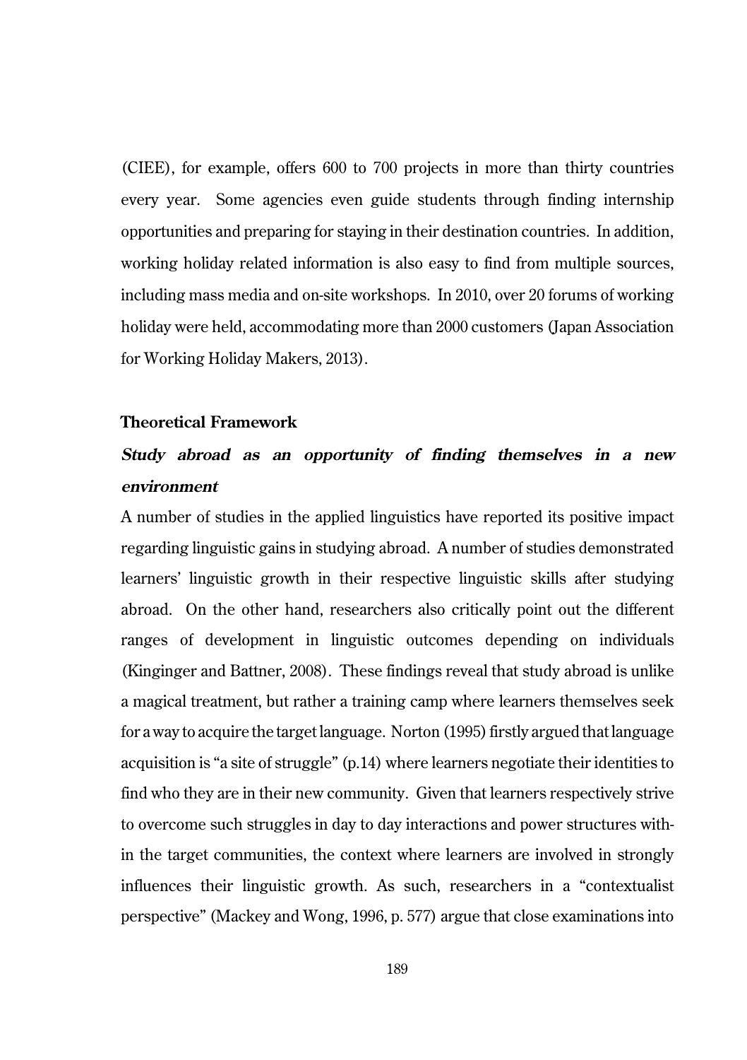(CIEE), for example, offers 600 to 700 projects in more than thirty countries every year. Some agencies even guide students through finding internship opportunities and preparing for staying in their destination countries. In addition, working holiday related information is also easy to find from multiple sources, including mass media and on-site workshops. In 2010, over 20 forums of working holiday were held, accommodating more than 2000 customers (Japan Association for Working Holiday Makers, 2013).

## Theoretical Framework

### *Study abroad as an opportunity of finding themselves in a new environment*

A number of studies in the applied linguistics have reported its positive impact regarding linguistic gains in studying abroad. A number of studies demonstrated learners' linguistic growth in their respective linguistic skills after studying abroad. On the other hand, researchers also critically point out the different ranges of development in linguistic outcomes depending on individuals (Kinginger and Battner, 2008). These findings reveal that study abroad is unlike a magical treatment, but rather a training camp where learners themselves seek for a way to acquire the target language. Norton (1995) firstly argued that language acquisition is "a site of struggle" (p.14) where learners negotiate their identities to find who they are in their new community. Given that learners respectively strive to overcome such struggles in day to day interactions and power structures within the target communities, the context where learners are involved in strongly influences their linguistic growth. As such, researchers in a "contextualist perspective" (Mackey and Wong, 1996, p. 577) argue that close examinations into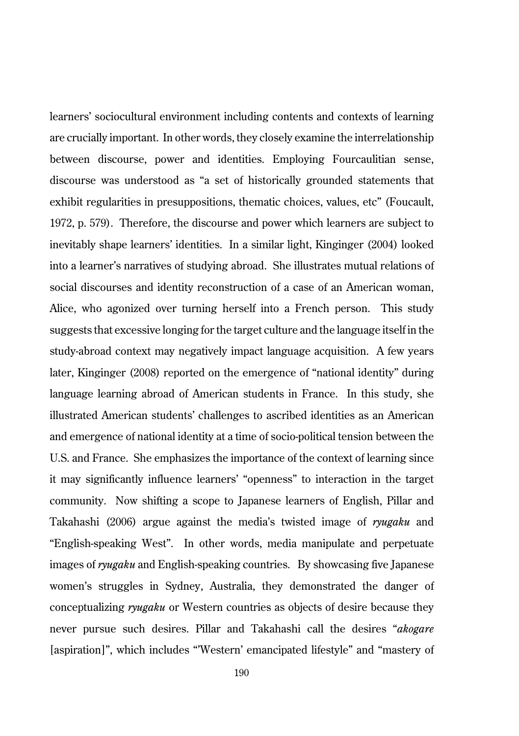learners' sociocultural environment including contents and contexts of learning are crucially important. In other words, they closely examine the interrelationship between discourse, power and identities. Employing Fourcaulitian sense, discourse was understood as "a set of historically grounded statements that exhibit regularities in presuppositions, thematic choices, values, etc" (Foucault, 1972, p. 579). Therefore, the discourse and power which learners are subject to inevitably shape learners' identities. In a similar light, Kinginger (2004) looked into a learner's narratives of studying abroad. She illustrates mutual relations of social discourses and identity reconstruction of a case of an American woman, Alice, who agonized over turning herself into a French person. This study suggests that excessive longing for the target culture and the language itself in the study-abroad context may negatively impact language acquisition. A few years later, Kinginger (2008) reported on the emergence of "national identity" during language learning abroad of American students in France. In this study, she illustrated American students' challenges to ascribed identities as an American and emergence of national identity at a time of socio-political tension between the U.S. and France. She emphasizes the importance of the context of learning since it may significantly influence learners' "openness" to interaction in the target community. Now shifting a scope to Japanese learners of English, Pillar and Takahashi (2006) argue against the media's twisted image of *ryugaku* and "English-speaking West". In other words, media manipulate and perpetuate images of *ryugaku* and English-speaking countries. By showcasing five Japanese women's struggles in Sydney, Australia, they demonstrated the danger of conceptualizing *ryugaku* or Western countries as objects of desire because they never pursue such desires. Pillar and Takahashi call the desires "*akogare* [aspiration]", which includes "'Western' emancipated lifestyle" and "mastery of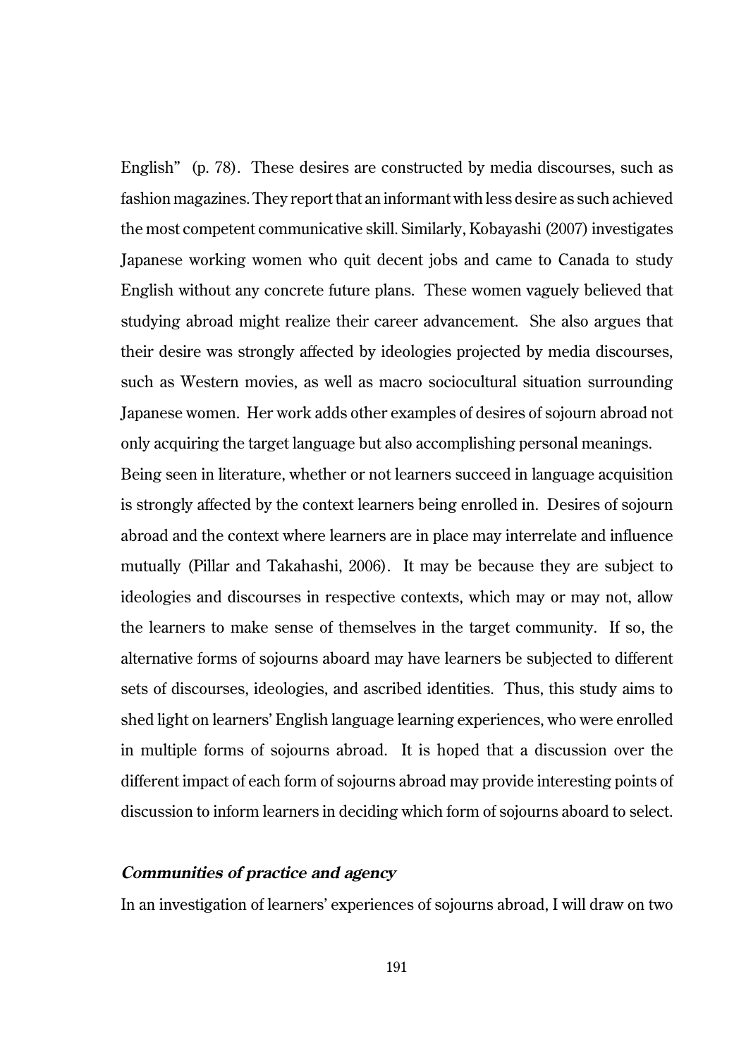English" (p. 78). These desires are constructed by media discourses, such as fashion magazines. They report that an informant with less desire as such achieved the most competent communicative skill. Similarly, Kobayashi (2007) investigates Japanese working women who quit decent jobs and came to Canada to study English without any concrete future plans. These women vaguely believed that studying abroad might realize their career advancement. She also argues that their desire was strongly affected by ideologies projected by media discourses, such as Western movies, as well as macro sociocultural situation surrounding Japanese women. Her work adds other examples of desires of sojourn abroad not only acquiring the target language but also accomplishing personal meanings.

Being seen in literature, whether or not learners succeed in language acquisition is strongly affected by the context learners being enrolled in. Desires of sojourn abroad and the context where learners are in place may interrelate and influence mutually (Pillar and Takahashi, 2006). It may be because they are subject to ideologies and discourses in respective contexts, which may or may not, allow the learners to make sense of themselves in the target community. If so, the alternative forms of sojourns aboard may have learners be subjected to different sets of discourses, ideologies, and ascribed identities. Thus, this study aims to shed light on learners' English language learning experiences, who were enrolled in multiple forms of sojourns abroad. It is hoped that a discussion over the different impact of each form of sojourns abroad may provide interesting points of discussion to inform learners in deciding which form of sojourns aboard to select.

### ***Communities of practice and agency***

In an investigation of learners' experiences of sojourns abroad, I will draw on two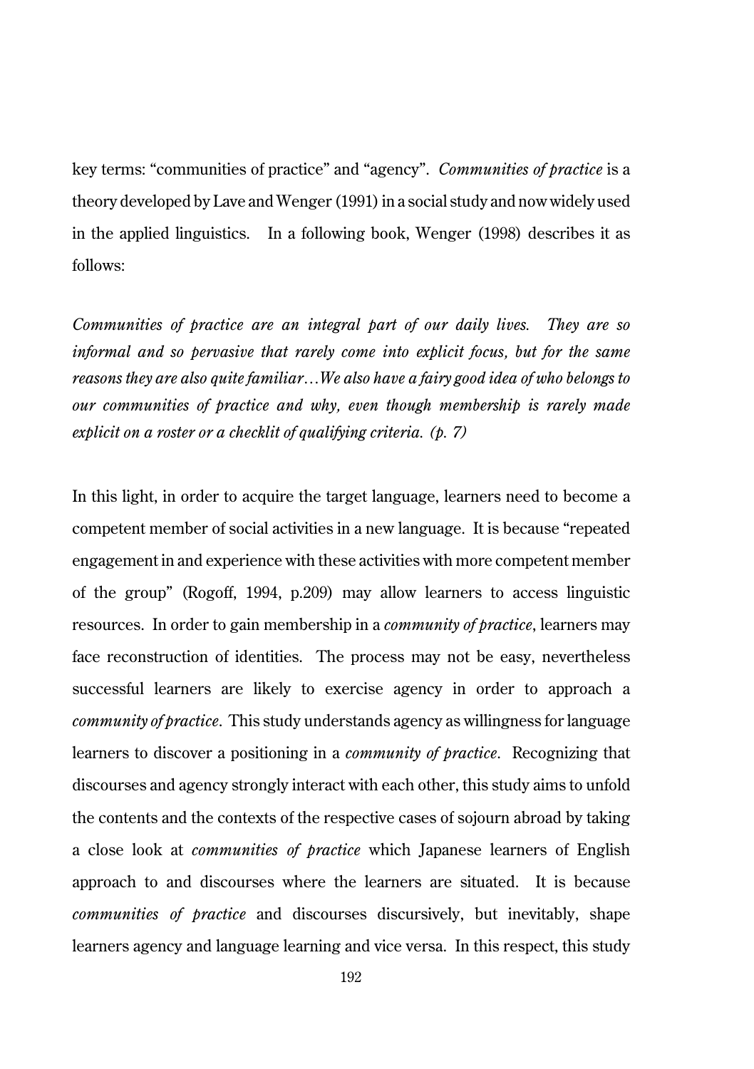key terms: "communities of practice" and "agency". *Communities of practice* is a theory developed by Lave and Wenger (1991) in a social study and now widely used in the applied linguistics. In a following book, Wenger (1998) describes it as follows:

*Communities of practice are an integral part of our daily lives. They are so informal and so pervasive that rarely come into explicit focus, but for the same reasons they are also quite familiar…We also have a fairy good idea of who belongs to our communities of practice and why, even though membership is rarely made explicit on a roster or a checklit of qualifying criteria. (p. 7)*

In this light, in order to acquire the target language, learners need to become a competent member of social activities in a new language. It is because "repeated engagement in and experience with these activities with more competent member of the group" (Rogoff, 1994, p.209) may allow learners to access linguistic resources. In order to gain membership in a *community of practice*, learners may face reconstruction of identities. The process may not be easy, nevertheless successful learners are likely to exercise agency in order to approach a *community of practice*. This study understands agency as willingness for language learners to discover a positioning in a *community of practice*. Recognizing that discourses and agency strongly interact with each other, this study aims to unfold the contents and the contexts of the respective cases of sojourn abroad by taking a close look at *communities of practice* which Japanese learners of English approach to and discourses where the learners are situated. It is because *communities of practice* and discourses discursively, but inevitably, shape learners agency and language learning and vice versa. In this respect, this study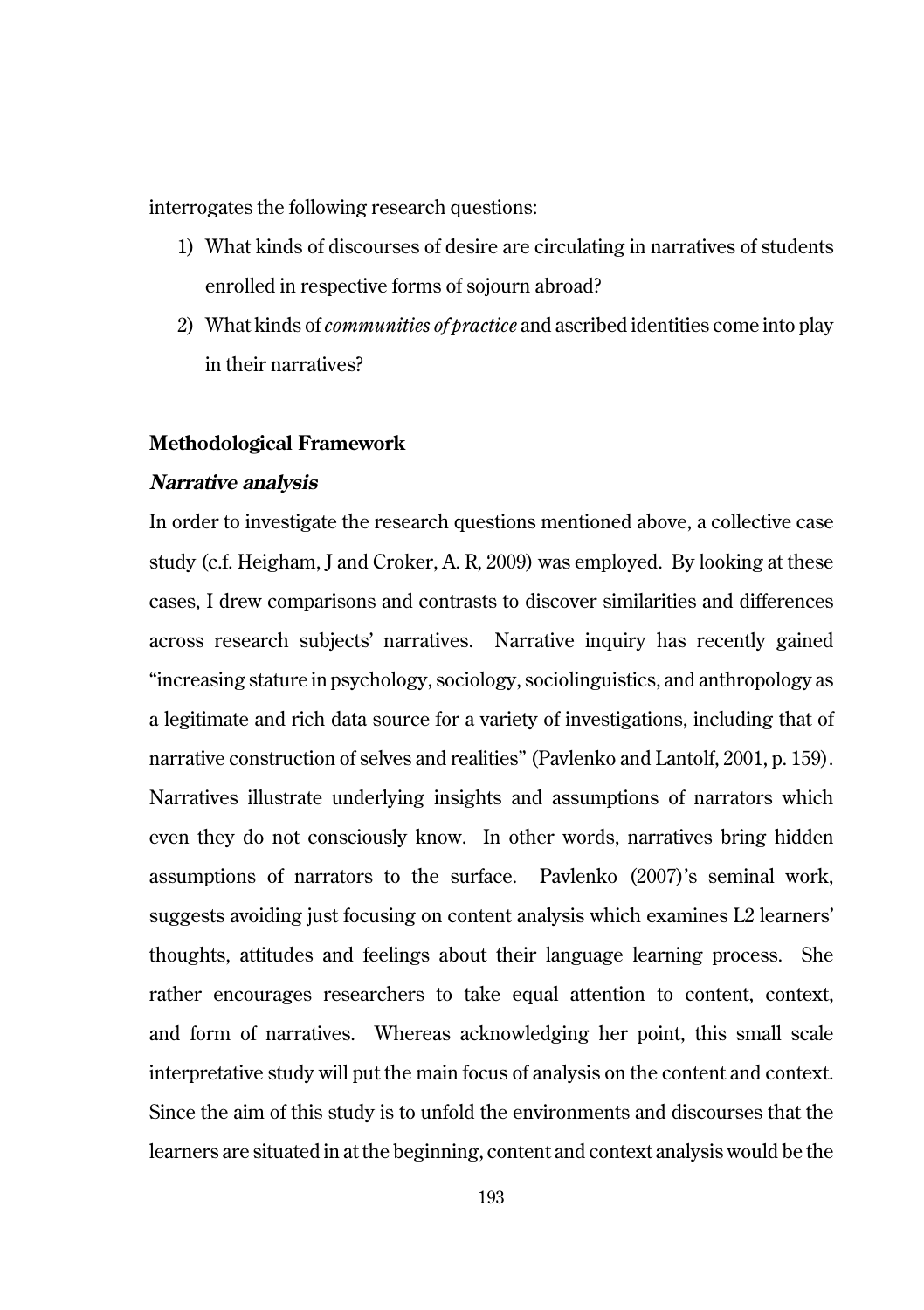interrogates the following research questions:

1) What kinds of discourses of desire are circulating in narratives of students enrolled in respective forms of sojourn abroad?
2) What kinds of *communities of practice* and ascribed identities come into play in their narratives?

## Methodological Framework

### *Narrative analysis*

In order to investigate the research questions mentioned above, a collective case study (c.f. Heigham, J and Croker, A. R, 2009) was employed. By looking at these cases, I drew comparisons and contrasts to discover similarities and differences across research subjects' narratives. Narrative inquiry has recently gained "increasing stature in psychology, sociology, sociolinguistics, and anthropology as a legitimate and rich data source for a variety of investigations, including that of narrative construction of selves and realities" (Pavlenko and Lantolf, 2001, p. 159). Narratives illustrate underlying insights and assumptions of narrators which even they do not consciously know. In other words, narratives bring hidden assumptions of narrators to the surface. Pavlenko (2007)'s seminal work, suggests avoiding just focusing on content analysis which examines L2 learners' thoughts, attitudes and feelings about their language learning process. She rather encourages researchers to take equal attention to content, context, and form of narratives. Whereas acknowledging her point, this small scale interpretative study will put the main focus of analysis on the content and context. Since the aim of this study is to unfold the environments and discourses that the learners are situated in at the beginning, content and context analysis would be the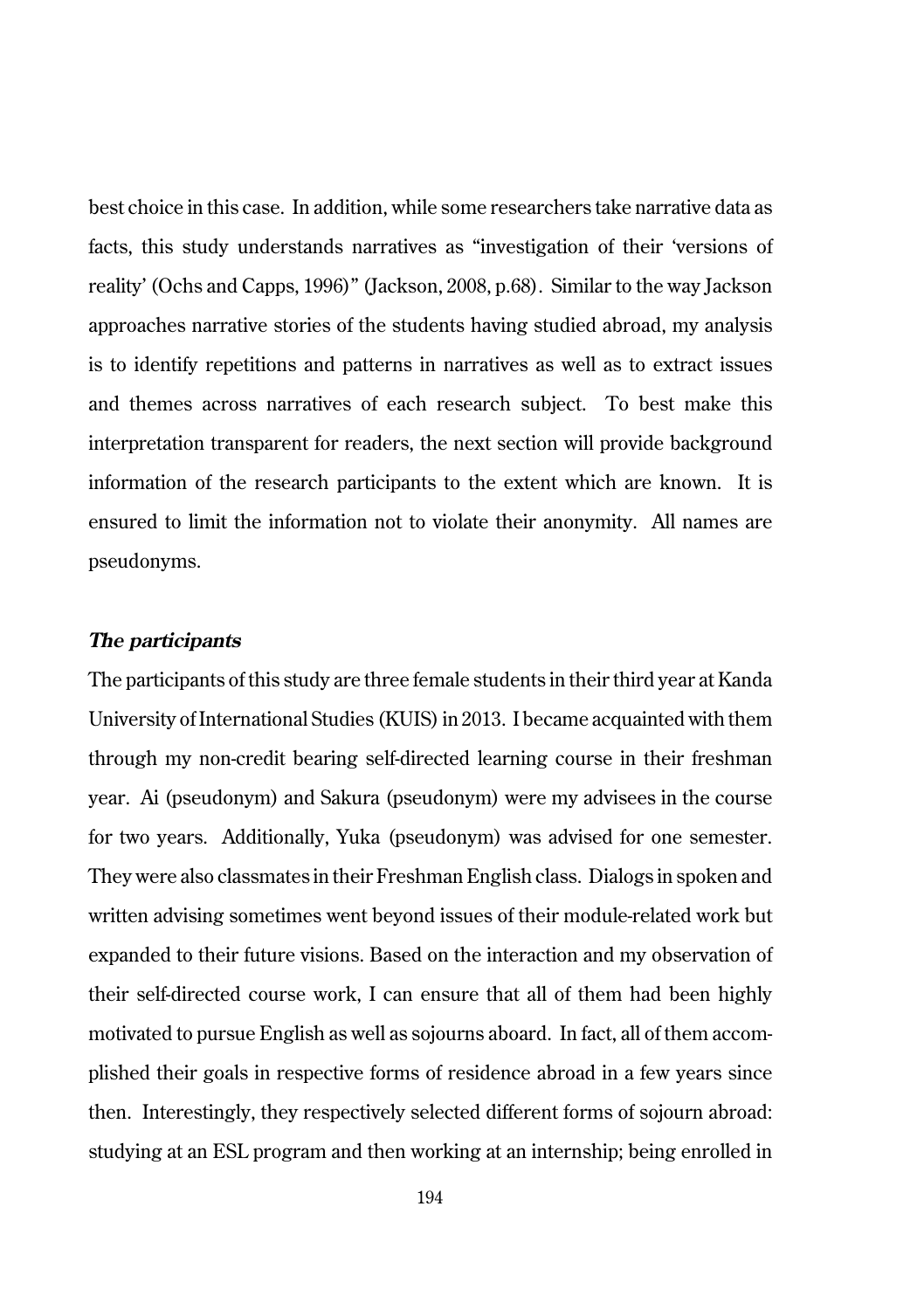best choice in this case. In addition, while some researchers take narrative data as facts, this study understands narratives as "investigation of their 'versions of reality' (Ochs and Capps, 1996)" (Jackson, 2008, p.68). Similar to the way Jackson approaches narrative stories of the students having studied abroad, my analysis is to identify repetitions and patterns in narratives as well as to extract issues and themes across narratives of each research subject. To best make this interpretation transparent for readers, the next section will provide background information of the research participants to the extent which are known. It is ensured to limit the information not to violate their anonymity. All names are pseudonyms.

### *The participants*

The participants of this study are three female students in their third year at Kanda University of International Studies (KUIS) in 2013. I became acquainted with them through my non-credit bearing self-directed learning course in their freshman year. Ai (pseudonym) and Sakura (pseudonym) were my advisees in the course for two years. Additionally, Yuka (pseudonym) was advised for one semester. They were also classmates in their Freshman English class. Dialogs in spoken and written advising sometimes went beyond issues of their module-related work but expanded to their future visions. Based on the interaction and my observation of their self-directed course work, I can ensure that all of them had been highly motivated to pursue English as well as sojourns aboard. In fact, all of them accomplished their goals in respective forms of residence abroad in a few years since then. Interestingly, they respectively selected different forms of sojourn abroad: studying at an ESL program and then working at an internship; being enrolled in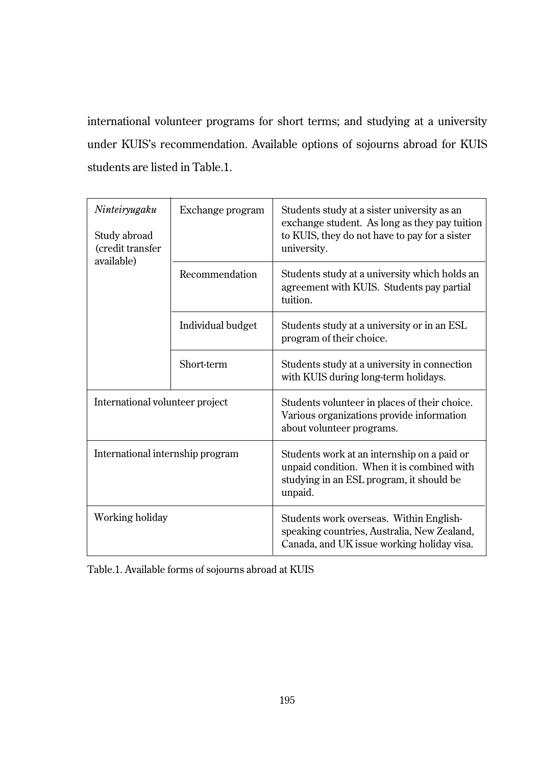international volunteer programs for short terms; and studying at a university under KUIS's recommendation. Available options of sojourns abroad for KUIS students are listed in Table.1.

| | | |
|---|---|---|
| *Ninteiryugaku*<br><br>Study abroad (credit transfer available) | Exchange program | Students study at a sister university as an exchange student. As long as they pay tuition to KUIS, they do not have to pay for a sister university. |
| | Recommendation | Students study at a university which holds an agreement with KUIS. Students pay partial tuition. |
| | Individual budget | Students study at a university or in an ESL program of their choice. |
| | Short-term | Students study at a university in connection with KUIS during long-term holidays. |
| International volunteer project | | Students volunteer in places of their choice. Various organizations provide information about volunteer programs. |
| International internship program | | Students work at an internship on a paid or unpaid condition. When it is combined with studying in an ESL program, it should be unpaid. |
| Working holiday | | Students work overseas. Within English-speaking countries, Australia, New Zealand, Canada, and UK issue working holiday visa. |

Table.1. Available forms of sojourns abroad at KUIS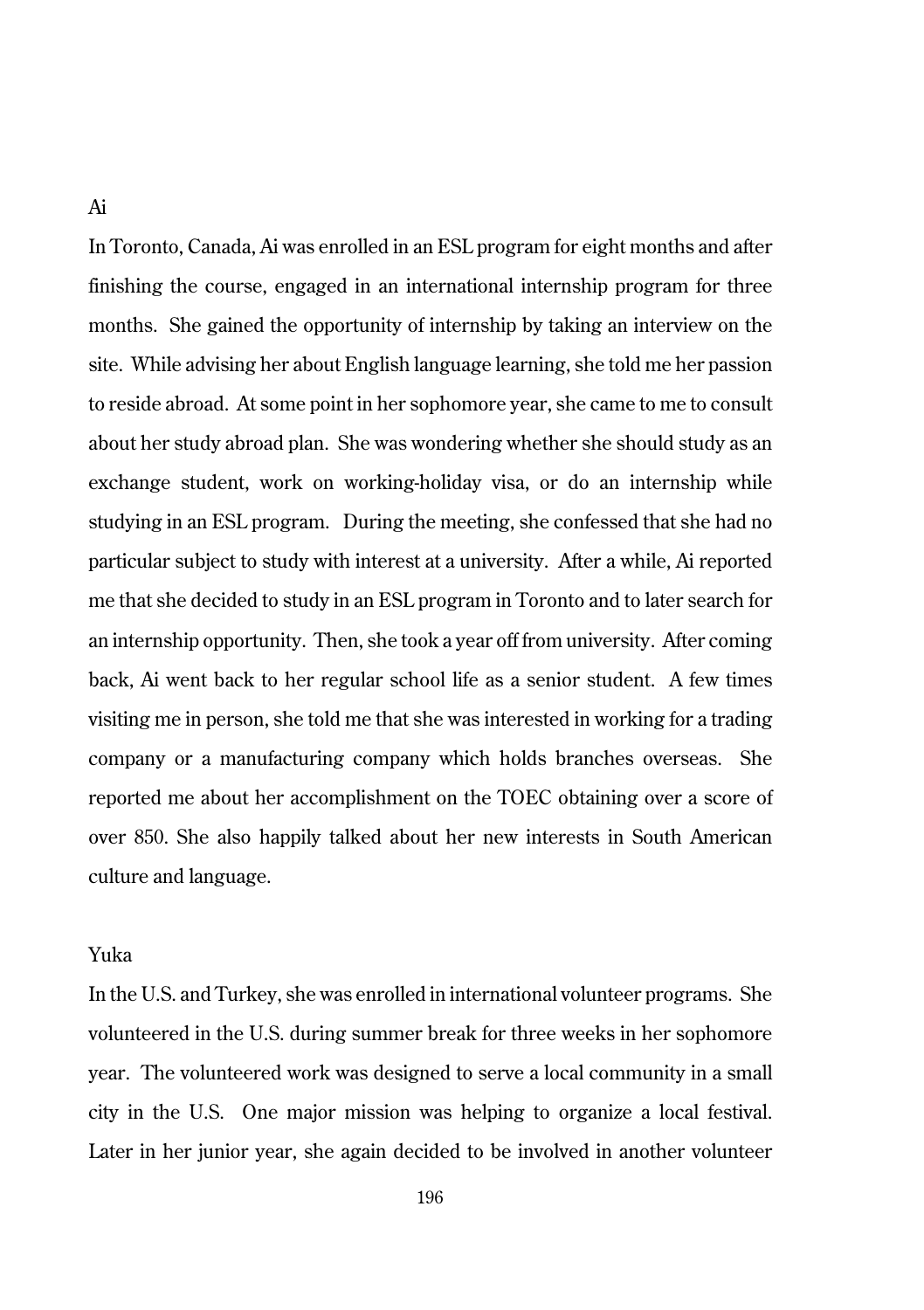Ai

In Toronto, Canada, Ai was enrolled in an ESL program for eight months and after finishing the course, engaged in an international internship program for three months. She gained the opportunity of internship by taking an interview on the site. While advising her about English language learning, she told me her passion to reside abroad. At some point in her sophomore year, she came to me to consult about her study abroad plan. She was wondering whether she should study as an exchange student, work on working-holiday visa, or do an internship while studying in an ESL program. During the meeting, she confessed that she had no particular subject to study with interest at a university. After a while, Ai reported me that she decided to study in an ESL program in Toronto and to later search for an internship opportunity. Then, she took a year off from university. After coming back, Ai went back to her regular school life as a senior student. A few times visiting me in person, she told me that she was interested in working for a trading company or a manufacturing company which holds branches overseas. She reported me about her accomplishment on the TOEC obtaining over a score of over 850. She also happily talked about her new interests in South American culture and language.

Yuka

In the U.S. and Turkey, she was enrolled in international volunteer programs. She volunteered in the U.S. during summer break for three weeks in her sophomore year. The volunteered work was designed to serve a local community in a small city in the U.S. One major mission was helping to organize a local festival. Later in her junior year, she again decided to be involved in another volunteer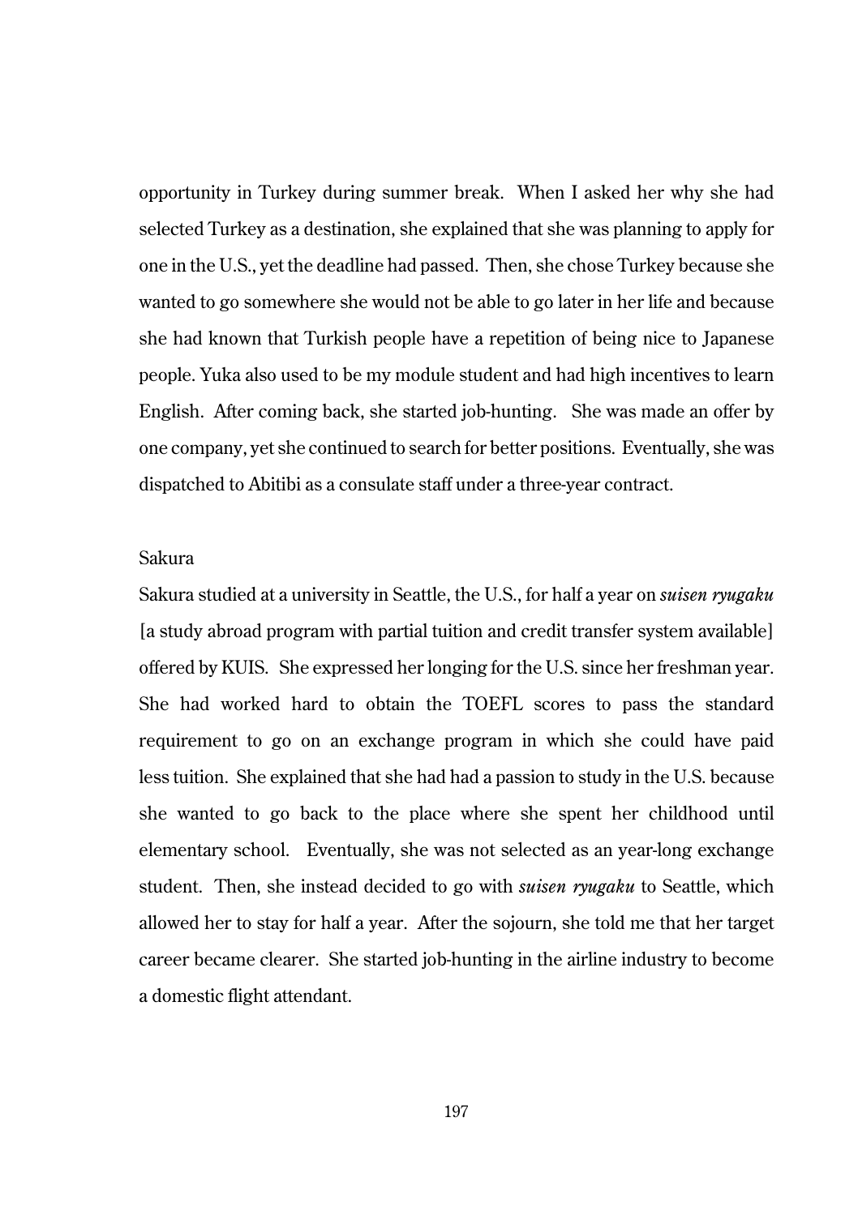opportunity in Turkey during summer break. When I asked her why she had selected Turkey as a destination, she explained that she was planning to apply for one in the U.S., yet the deadline had passed. Then, she chose Turkey because she wanted to go somewhere she would not be able to go later in her life and because she had known that Turkish people have a repetition of being nice to Japanese people. Yuka also used to be my module student and had high incentives to learn English. After coming back, she started job-hunting. She was made an offer by one company, yet she continued to search for better positions. Eventually, she was dispatched to Abitibi as a consulate staff under a three-year contract.

Sakura

Sakura studied at a university in Seattle, the U.S., for half a year on *suisen ryugaku* [a study abroad program with partial tuition and credit transfer system available] offered by KUIS. She expressed her longing for the U.S. since her freshman year. She had worked hard to obtain the TOEFL scores to pass the standard requirement to go on an exchange program in which she could have paid less tuition. She explained that she had had a passion to study in the U.S. because she wanted to go back to the place where she spent her childhood until elementary school. Eventually, she was not selected as an year-long exchange student. Then, she instead decided to go with *suisen ryugaku* to Seattle, which allowed her to stay for half a year. After the sojourn, she told me that her target career became clearer. She started job-hunting in the airline industry to become a domestic flight attendant.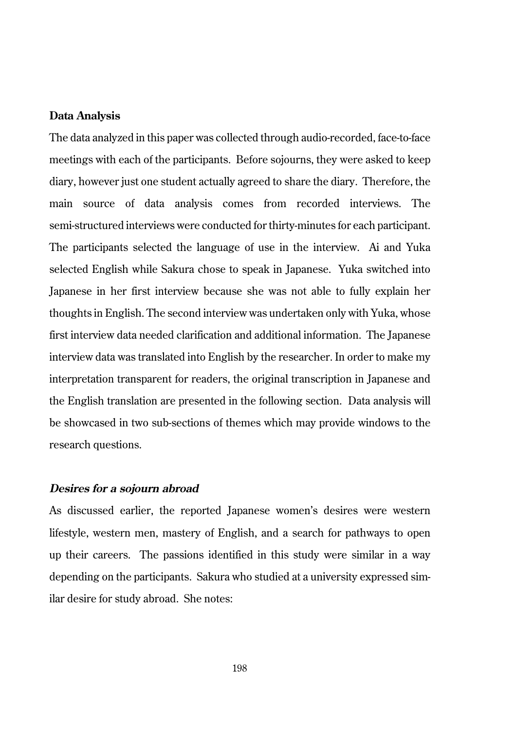**Data Analysis**

The data analyzed in this paper was collected through audio-recorded, face-to-face meetings with each of the participants. Before sojourns, they were asked to keep diary, however just one student actually agreed to share the diary. Therefore, the main source of data analysis comes from recorded interviews. The semi-structured interviews were conducted for thirty-minutes for each participant. The participants selected the language of use in the interview. Ai and Yuka selected English while Sakura chose to speak in Japanese. Yuka switched into Japanese in her first interview because she was not able to fully explain her thoughts in English. The second interview was undertaken only with Yuka, whose first interview data needed clarification and additional information. The Japanese interview data was translated into English by the researcher. In order to make my interpretation transparent for readers, the original transcription in Japanese and the English translation are presented in the following section. Data analysis will be showcased in two sub-sections of themes which may provide windows to the research questions.

***Desires for a sojourn abroad***

As discussed earlier, the reported Japanese women's desires were western lifestyle, western men, mastery of English, and a search for pathways to open up their careers. The passions identified in this study were similar in a way depending on the participants. Sakura who studied at a university expressed similar desire for study abroad. She notes: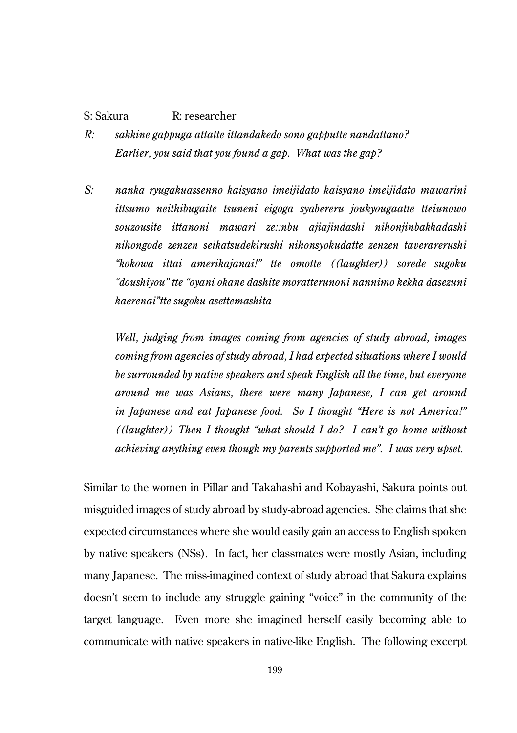S: Sakura R: researcher

*R:* *sakkine gappuga attatte ittandakedo sono gapputte nandattano?*
*Earlier, you said that you found a gap. What was the gap?*

*S:* *nanka ryugakuassenno kaisyano imeijidato kaisyano imeijidato mawarini ittsumo neithibugaite tsuneni eigoga syabereru joukyougaatte tteiunowo souzousite ittanoni mawari ze::nbu ajiajindashi nihonjinbakkadashi nihongode zenzen seikatsudekirushi nihonsyokudatte zenzen taverarerushi "kokowa ittai amerikajanai!" tte omotte ((laughter)) sorede sugoku "doushiyou" tte "oyani okane dashite moratterunoni nannimo kekka dasezuni kaerenai"tte sugoku asettemashita*

*Well, judging from images coming from agencies of study abroad, images coming from agencies of study abroad, I had expected situations where I would be surrounded by native speakers and speak English all the time, but everyone around me was Asians, there were many Japanese, I can get around in Japanese and eat Japanese food. So I thought "Here is not America!" ((laughter)) Then I thought "what should I do? I can't go home without achieving anything even though my parents supported me". I was very upset.*

Similar to the women in Pillar and Takahashi and Kobayashi, Sakura points out misguided images of study abroad by study-abroad agencies. She claims that she expected circumstances where she would easily gain an access to English spoken by native speakers (NSs). In fact, her classmates were mostly Asian, including many Japanese. The miss-imagined context of study abroad that Sakura explains doesn't seem to include any struggle gaining "voice" in the community of the target language. Even more she imagined herself easily becoming able to communicate with native speakers in native-like English. The following excerpt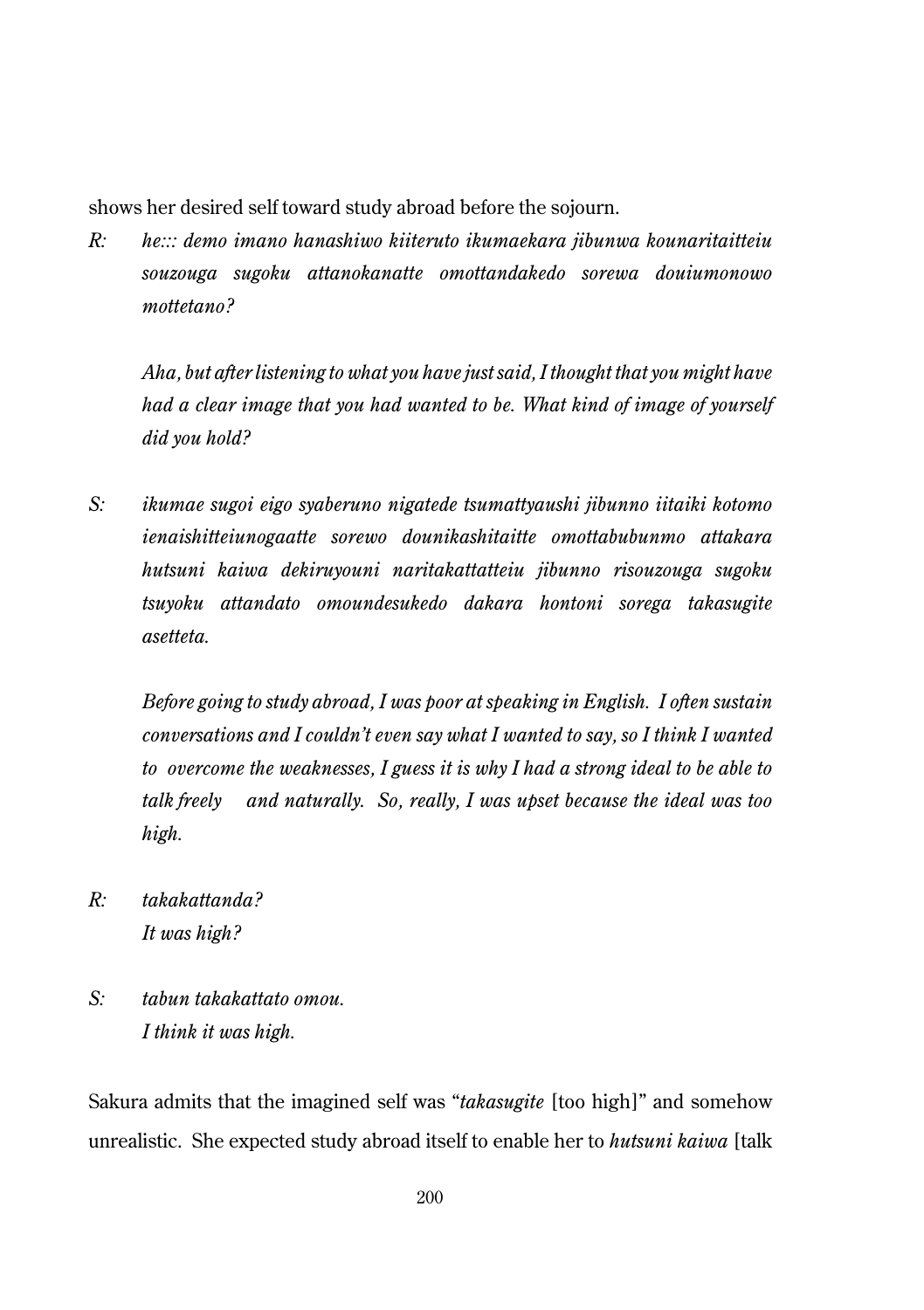shows her desired self toward study abroad before the sojourn.

*R:* *he::: demo imano hanashiwo kiiteruto ikumaekara jibunwa kounaritaitteiu souzouga sugoku attanokanatte omottandakedo sorewa douiumonowo mottetano?*

*Aha, but after listening to what you have just said, I thought that you might have had a clear image that you had wanted to be. What kind of image of yourself did you hold?*

*S:* *ikumae sugoi eigo syaberuno nigatede tsumattyaushi jibunno iitaiki kotomo ienaishitteiunogaatte sorewo dounikashitaitte omottabubunmo attakara hutsuni kaiwa dekiruyouni naritakattatteiu jibunno risouzouga sugoku tsuyoku attandato omoundesukedo dakara hontoni sorega takasugite asetteta.*

*Before going to study abroad, I was poor at speaking in English. I often sustain conversations and I couldn't even say what I wanted to say, so I think I wanted to overcome the weaknesses, I guess it is why I had a strong ideal to be able to talk freely and naturally. So, really, I was upset because the ideal was too high.*

*R:* *takakattanda?*
*It was high?*

*S:* *tabun takakattato omou.*
*I think it was high.*

Sakura admits that the imagined self was "*takasugite* [too high]" and somehow unrealistic. She expected study abroad itself to enable her to *hutsuni kaiwa* [talk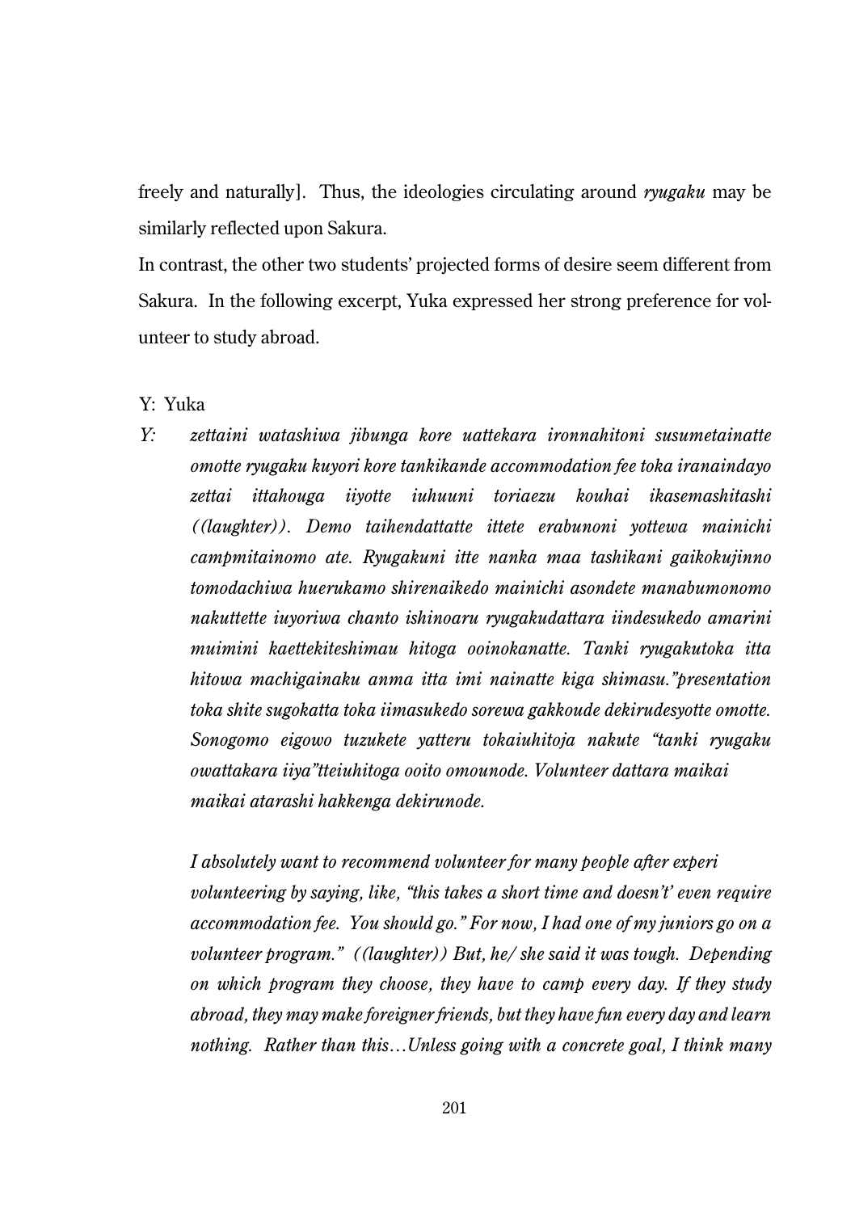freely and naturally]. Thus, the ideologies circulating around *ryugaku* may be similarly reflected upon Sakura.

In contrast, the other two students' projected forms of desire seem different from Sakura. In the following excerpt, Yuka expressed her strong preference for volunteer to study abroad.

Y: Yuka

*Y: zettaini watashiwa jibunga kore uattekara ironnahitoni susumetainatte omotte ryugaku kuyori kore tankikande accommodation fee toka iranaindayo zettai ittahouga iiyotte iuhuuni toriaezu kouhai ikasemashitashi ((laughter)). Demo taihendattatte ittete erabunoni yottewa mainichi campmitainomo ate. Ryugakuni itte nanka maa tashikani gaikokujinno tomodachiwa huerukamo shirenaikedo mainichi asondete manabumonomo nakuttette iuyoriwa chanto ishinoaru ryugakudattara iindesukedo amarini muimini kaettekiteshimau hitoga ooinokanatte. Tanki ryugakutoka itta hitowa machigainaku anma itta imi nainatte kiga shimasu."presentation toka shite sugokatta toka iimasukedo sorewa gakkoude dekirudesyotte omotte. Sonogomo eigowo tuzukete yatteru tokaiuhitoja nakute "tanki ryugaku owattakara iiya"tteiuhitoga ooito omounode. Volunteer dattara maikai maikai atarashi hakkenga dekirunode.*

*I absolutely want to recommend volunteer for many people after experi volunteering by saying, like, "this takes a short time and doesn't' even require accommodation fee. You should go." For now, I had one of my juniors go on a volunteer program." ((laughter)) But, he/ she said it was tough. Depending on which program they choose, they have to camp every day. If they study abroad, they may make foreigner friends, but they have fun every day and learn nothing. Rather than this…Unless going with a concrete goal, I think many*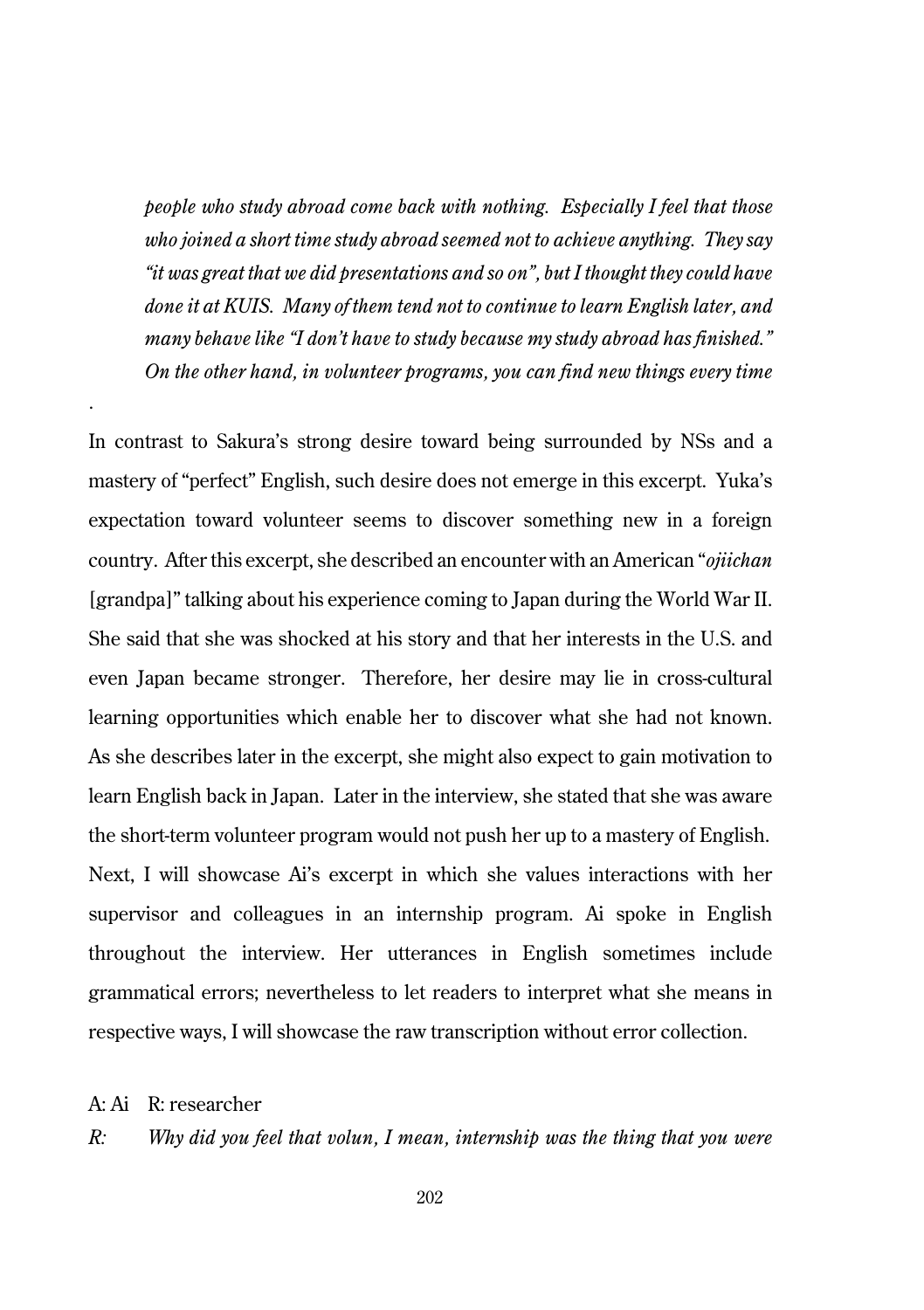*people who study abroad come back with nothing. Especially I feel that those who joined a short time study abroad seemed not to achieve anything. They say "it was great that we did presentations and so on", but I thought they could have done it at KUIS. Many of them tend not to continue to learn English later, and many behave like "I don't have to study because my study abroad has finished." On the other hand, in volunteer programs, you can find new things every time*

.

In contrast to Sakura's strong desire toward being surrounded by NSs and a mastery of "perfect" English, such desire does not emerge in this excerpt. Yuka's expectation toward volunteer seems to discover something new in a foreign country. After this excerpt, she described an encounter with an American "*ojiichan* [grandpa]" talking about his experience coming to Japan during the World War II. She said that she was shocked at his story and that her interests in the U.S. and even Japan became stronger. Therefore, her desire may lie in cross-cultural learning opportunities which enable her to discover what she had not known. As she describes later in the excerpt, she might also expect to gain motivation to learn English back in Japan. Later in the interview, she stated that she was aware the short-term volunteer program would not push her up to a mastery of English. Next, I will showcase Ai's excerpt in which she values interactions with her supervisor and colleagues in an internship program. Ai spoke in English throughout the interview. Her utterances in English sometimes include grammatical errors; nevertheless to let readers to interpret what she means in respective ways, I will showcase the raw transcription without error collection.

A: Ai R: researcher

*R: Why did you feel that volun, I mean, internship was the thing that you were*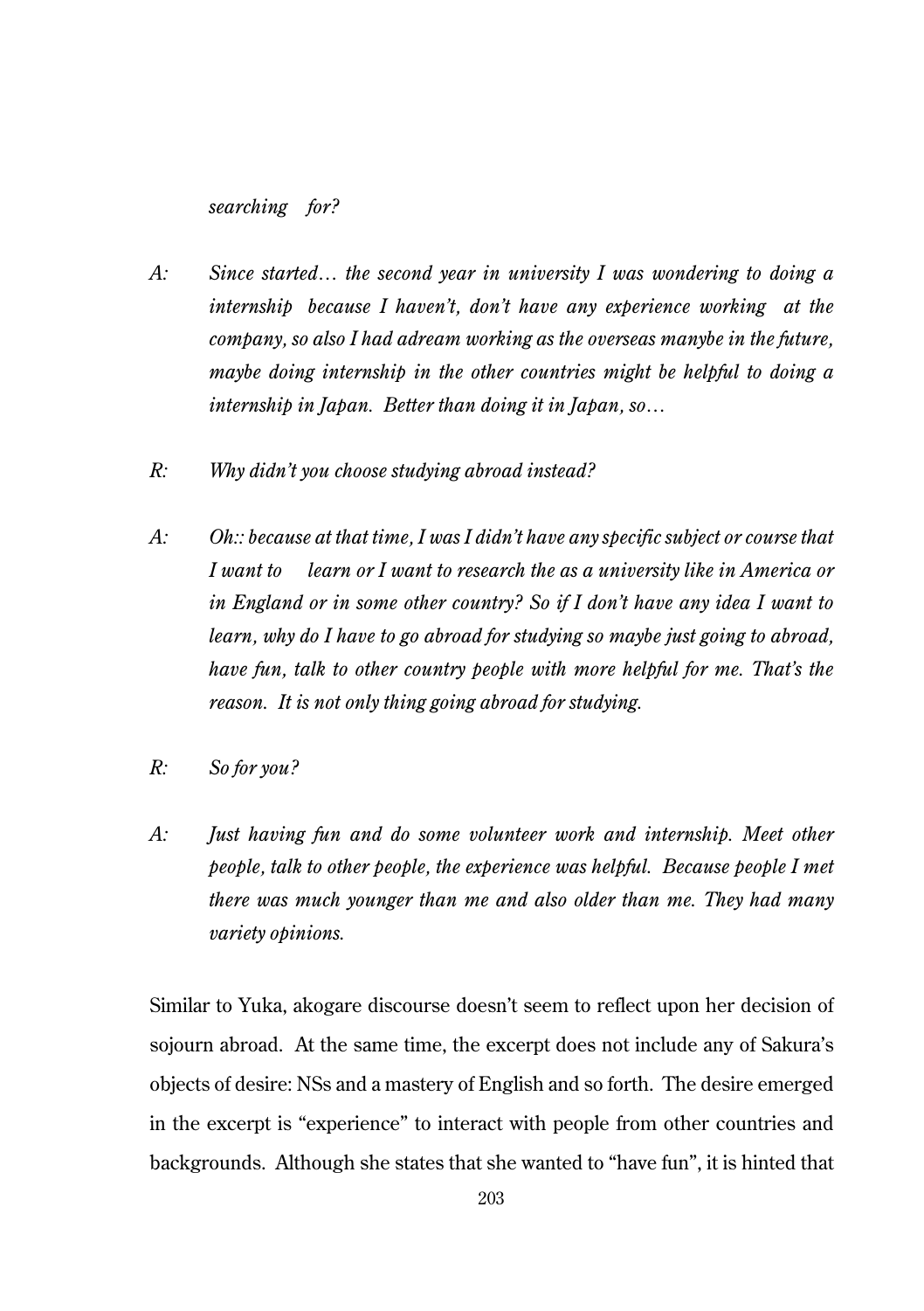*searching for?*

*A: Since started… the second year in university I was wondering to doing a internship because I haven't, don't have any experience working at the company, so also I had adream working as the overseas manybe in the future, maybe doing internship in the other countries might be helpful to doing a internship in Japan. Better than doing it in Japan, so…*

*R: Why didn't you choose studying abroad instead?*

*A: Oh:: because at that time, I was I didn't have any specific subject or course that I want to learn or I want to research the as a university like in America or in England or in some other country? So if I don't have any idea I want to learn, why do I have to go abroad for studying so maybe just going to abroad, have fun, talk to other country people with more helpful for me. That's the reason. It is not only thing going abroad for studying.*

*R: So for you?*

*A: Just having fun and do some volunteer work and internship. Meet other people, talk to other people, the experience was helpful. Because people I met there was much younger than me and also older than me. They had many variety opinions.*

Similar to Yuka, akogare discourse doesn't seem to reflect upon her decision of sojourn abroad. At the same time, the excerpt does not include any of Sakura's objects of desire: NSs and a mastery of English and so forth. The desire emerged in the excerpt is "experience" to interact with people from other countries and backgrounds. Although she states that she wanted to "have fun", it is hinted that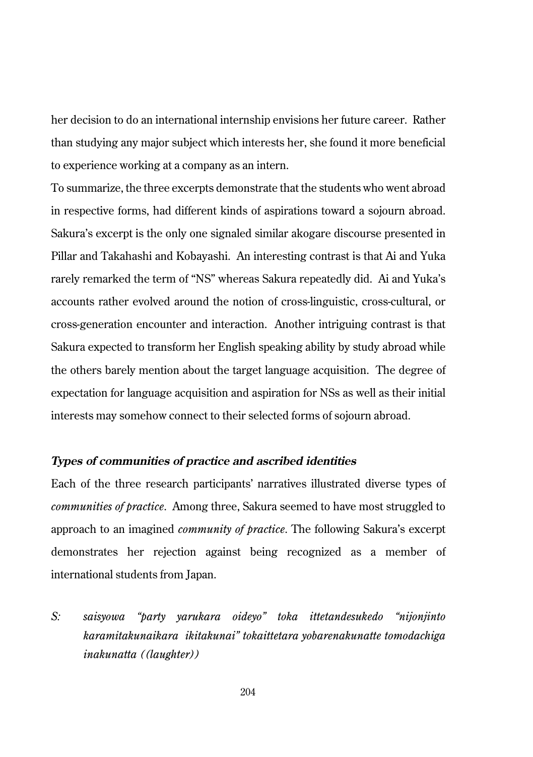her decision to do an international internship envisions her future career. Rather than studying any major subject which interests her, she found it more beneficial to experience working at a company as an intern.

To summarize, the three excerpts demonstrate that the students who went abroad in respective forms, had different kinds of aspirations toward a sojourn abroad. Sakura's excerpt is the only one signaled similar akogare discourse presented in Pillar and Takahashi and Kobayashi. An interesting contrast is that Ai and Yuka rarely remarked the term of "NS" whereas Sakura repeatedly did. Ai and Yuka's accounts rather evolved around the notion of cross-linguistic, cross-cultural, or cross-generation encounter and interaction. Another intriguing contrast is that Sakura expected to transform her English speaking ability by study abroad while the others barely mention about the target language acquisition. The degree of expectation for language acquisition and aspiration for NSs as well as their initial interests may somehow connect to their selected forms of sojourn abroad.

### Types of communities of practice and ascribed identities

Each of the three research participants' narratives illustrated diverse types of *communities of practice*. Among three, Sakura seemed to have most struggled to approach to an imagined *community of practice*. The following Sakura's excerpt demonstrates her rejection against being recognized as a member of international students from Japan.

*S: saisyowa "party yarukara oideyo" toka ittetandesukedo "nijonjinto karamitakunaikara ikitakunai" tokaittetara yobarenakunatte tomodachiga inakunatta ((laughter))*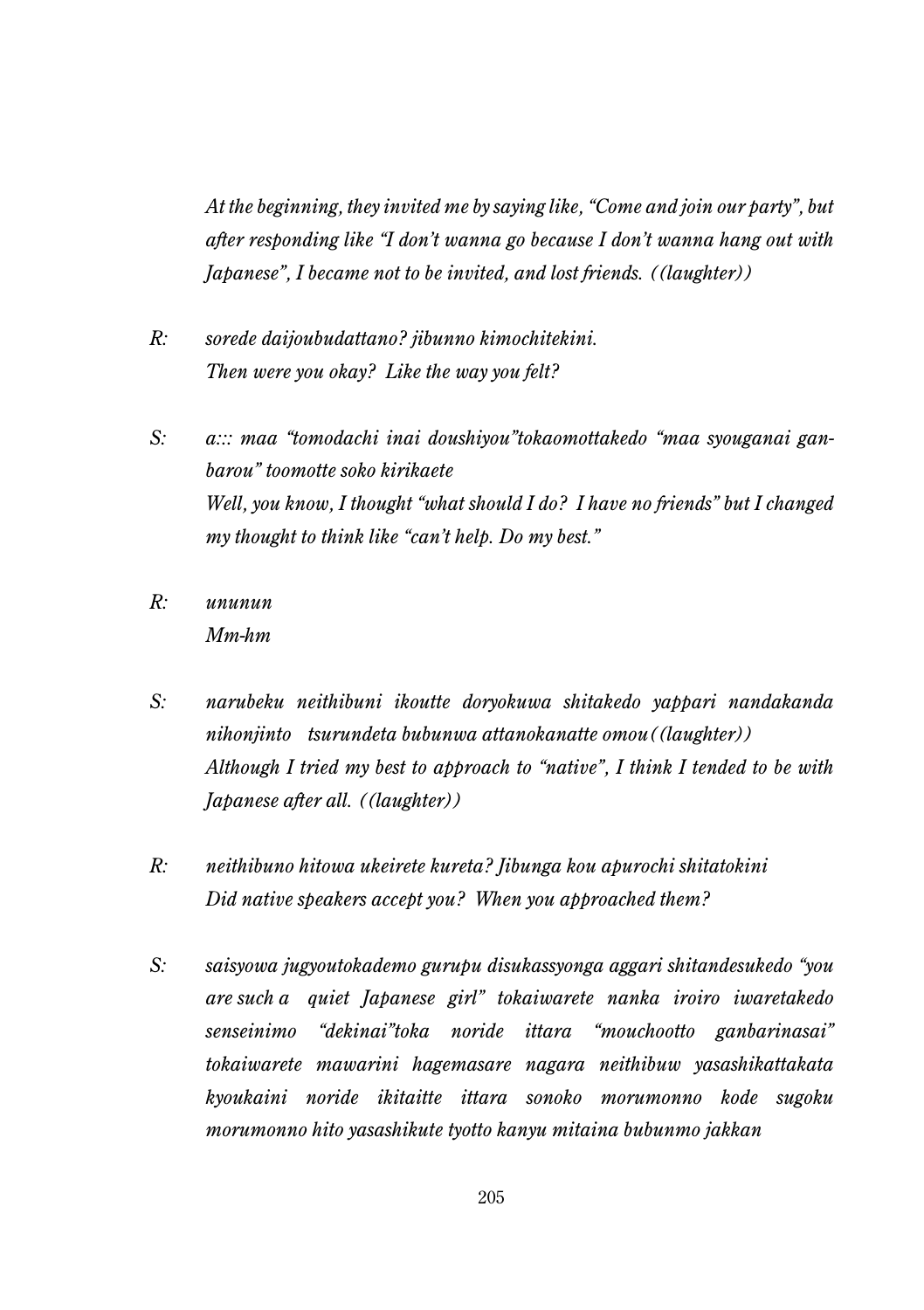*At the beginning, they invited me by saying like, "Come and join our party", but after responding like "I don't wanna go because I don't wanna hang out with Japanese", I became not to be invited, and lost friends. ((laughter))*

*R: sorede daijoubudattano? jibunno kimochitekini.*
*Then were you okay? Like the way you felt?*

*S: a::: maa "tomodachi inai doushiyou"tokaomottakedo "maa syouganai ganbarou" toomotte soko kirikaete*
*Well, you know, I thought "what should I do? I have no friends" but I changed my thought to think like "can't help. Do my best."*

*R: ununun*
*Mm-hm*

*S: narubeku neithibuni ikoutte doryokuwa shitakedo yappari nandakanda nihonjinto tsurundeta bubunwa attanokanatte omou((laughter))*
*Although I tried my best to approach to "native", I think I tended to be with Japanese after all. ((laughter))*

*R: neithibuno hitowa ukeirete kureta? Jibunga kou apurochi shitatokini*
*Did native speakers accept you? When you approached them?*

*S: saisyowa jugyoutokademo gurupu disukassyonga aggari shitandesukedo "you are such a quiet Japanese girl" tokaiwarete nanka iroiro iwaretakedo senseinimo "dekinai"toka noride ittara "mouchootto ganbarinasai" tokaiwarete mawarini hagemasare nagara neithibuw yasashikattakata kyoukaini noride ikitaitte ittara sonoko morumonno kode sugoku morumonno hito yasashikute tyotto kanyu mitaina bubunmo jakkan*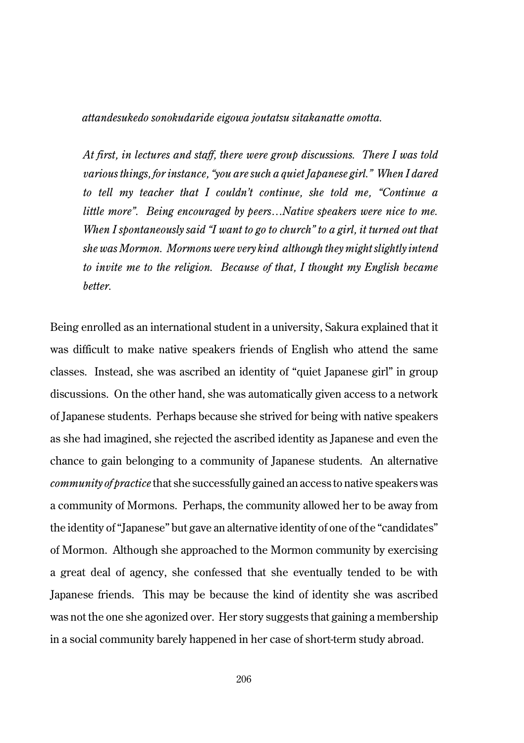*attandesukedo sonokudaride eigowa joutatsu sitakanatte omotta.*

*At first, in lectures and staff, there were group discussions. There I was told various things, for instance, "you are such a quiet Japanese girl." When I dared to tell my teacher that I couldn't continue, she told me, "Continue a little more". Being encouraged by peers…Native speakers were nice to me. When I spontaneously said "I want to go to church" to a girl, it turned out that she was Mormon. Mormons were very kind although they might slightly intend to invite me to the religion. Because of that, I thought my English became better.*

Being enrolled as an international student in a university, Sakura explained that it was difficult to make native speakers friends of English who attend the same classes. Instead, she was ascribed an identity of "quiet Japanese girl" in group discussions. On the other hand, she was automatically given access to a network of Japanese students. Perhaps because she strived for being with native speakers as she had imagined, she rejected the ascribed identity as Japanese and even the chance to gain belonging to a community of Japanese students. An alternative *community of practice* that she successfully gained an access to native speakers was a community of Mormons. Perhaps, the community allowed her to be away from the identity of "Japanese" but gave an alternative identity of one of the "candidates" of Mormon. Although she approached to the Mormon community by exercising a great deal of agency, she confessed that she eventually tended to be with Japanese friends. This may be because the kind of identity she was ascribed was not the one she agonized over. Her story suggests that gaining a membership in a social community barely happened in her case of short-term study abroad.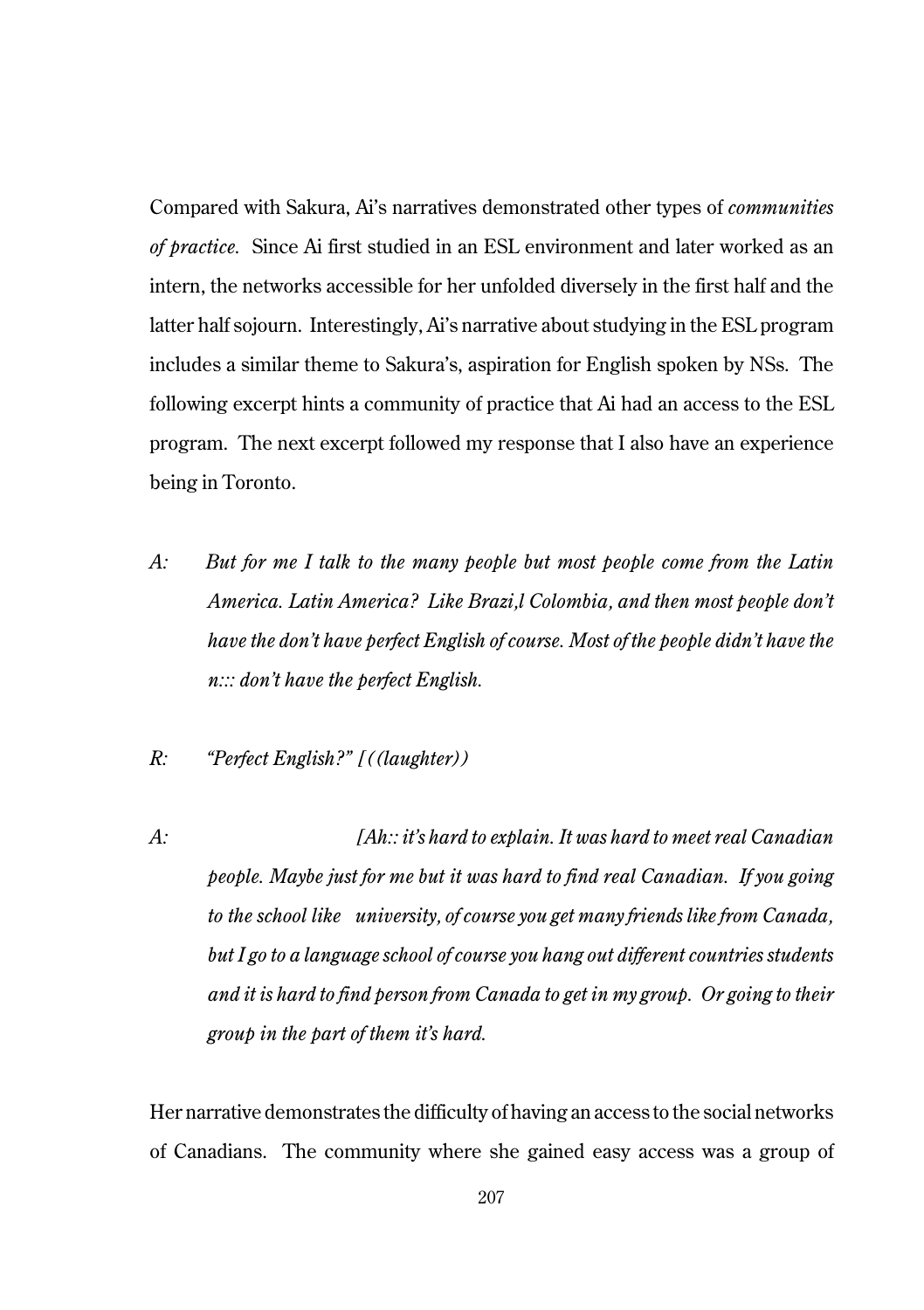Compared with Sakura, Ai's narratives demonstrated other types of *communities of practice*. Since Ai first studied in an ESL environment and later worked as an intern, the networks accessible for her unfolded diversely in the first half and the latter half sojourn. Interestingly, Ai's narrative about studying in the ESL program includes a similar theme to Sakura's, aspiration for English spoken by NSs. The following excerpt hints a community of practice that Ai had an access to the ESL program. The next excerpt followed my response that I also have an experience being in Toronto.

A: *But for me I talk to the many people but most people come from the Latin America. Latin America? Like Brazi,l Colombia, and then most people don't have the don't have perfect English of course. Most of the people didn't have the n::: don't have the perfect English.*

R: *"Perfect English?" [((laughter))*

A: *[Ah:: it's hard to explain. It was hard to meet real Canadian people. Maybe just for me but it was hard to find real Canadian. If you going to the school like university, of course you get many friends like from Canada, but I go to a language school of course you hang out different countries students and it is hard to find person from Canada to get in my group. Or going to their group in the part of them it's hard.*

Her narrative demonstrates the difficulty of having an access to the social networks of Canadians. The community where she gained easy access was a group of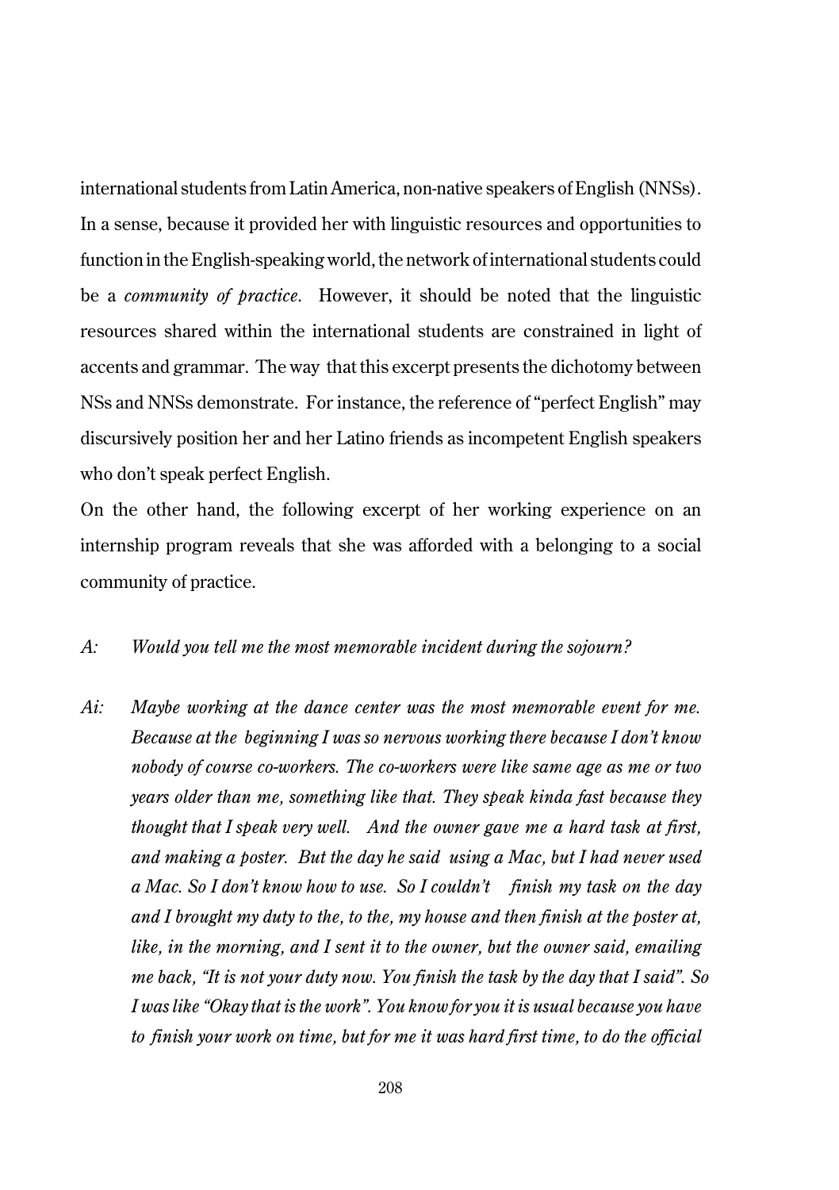international students from Latin America, non-native speakers of English (NNSs). In a sense, because it provided her with linguistic resources and opportunities to function in the English-speaking world, the network of international students could be a *community of practice*. However, it should be noted that the linguistic resources shared within the international students are constrained in light of accents and grammar. The way that this excerpt presents the dichotomy between NSs and NNSs demonstrate. For instance, the reference of "perfect English" may discursively position her and her Latino friends as incompetent English speakers who don't speak perfect English.

On the other hand, the following excerpt of her working experience on an internship program reveals that she was afforded with a belonging to a social community of practice.

*A:* *Would you tell me the most memorable incident during the sojourn?*

*Ai:* *Maybe working at the dance center was the most memorable event for me. Because at the beginning I was so nervous working there because I don't know nobody of course co-workers. The co-workers were like same age as me or two years older than me, something like that. They speak kinda fast because they thought that I speak very well. And the owner gave me a hard task at first, and making a poster. But the day he said using a Mac, but I had never used a Mac. So I don't know how to use. So I couldn't finish my task on the day and I brought my duty to the, to the, my house and then finish at the poster at, like, in the morning, and I sent it to the owner, but the owner said, emailing me back, "It is not your duty now. You finish the task by the day that I said". So I was like "Okay that is the work". You know for you it is usual because you have to finish your work on time, but for me it was hard first time, to do the official*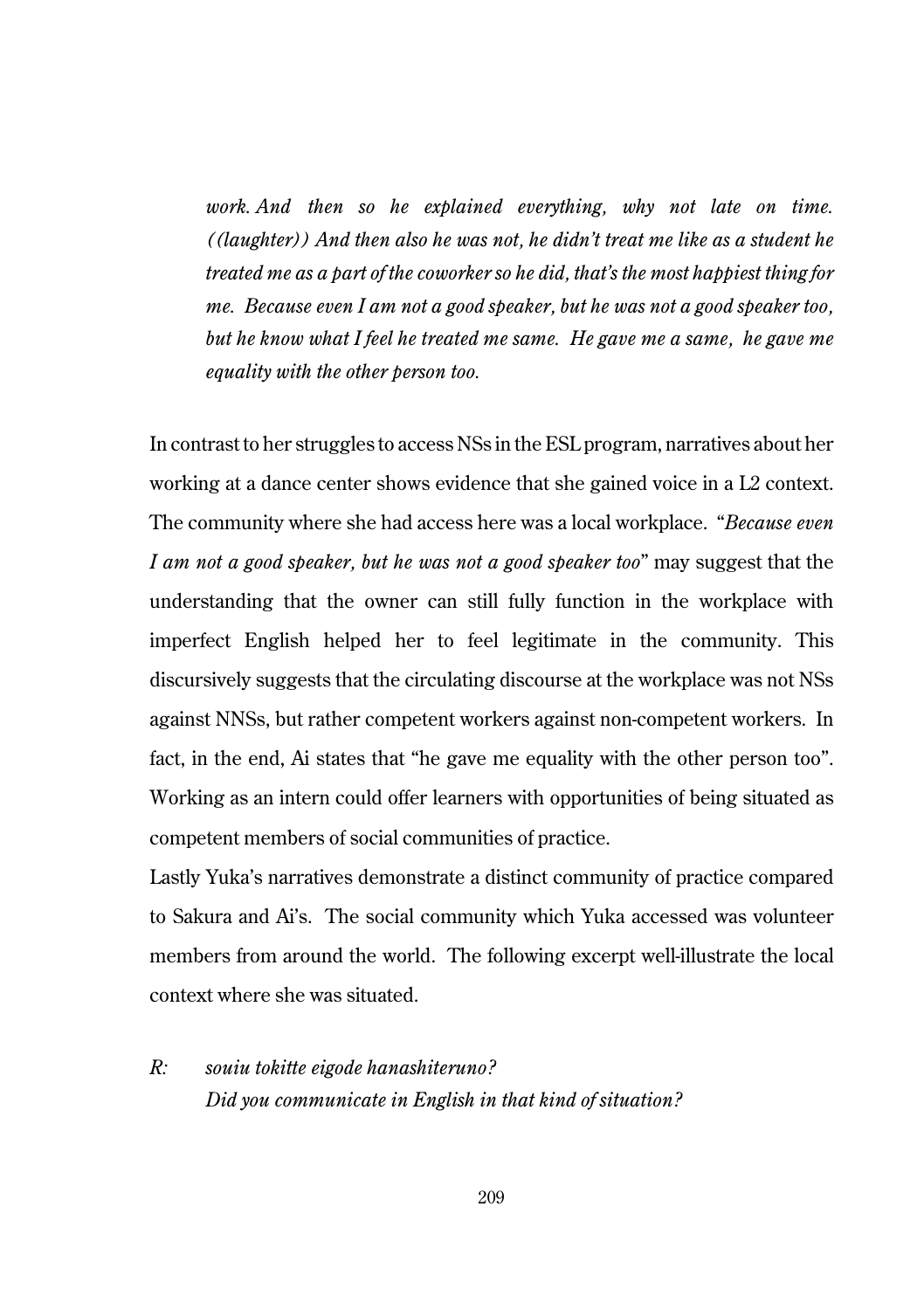*work. And then so he explained everything, why not late on time. ((laughter)) And then also he was not, he didn't treat me like as a student he treated me as a part of the coworker so he did, that's the most happiest thing for me. Because even I am not a good speaker, but he was not a good speaker too, but he know what I feel he treated me same. He gave me a same, he gave me equality with the other person too.*

In contrast to her struggles to access NSs in the ESL program, narratives about her working at a dance center shows evidence that she gained voice in a L2 context. The community where she had access here was a local workplace. "*Because even I am not a good speaker, but he was not a good speaker too*" may suggest that the understanding that the owner can still fully function in the workplace with imperfect English helped her to feel legitimate in the community. This discursively suggests that the circulating discourse at the workplace was not NSs against NNSs, but rather competent workers against non-competent workers. In fact, in the end, Ai states that "he gave me equality with the other person too". Working as an intern could offer learners with opportunities of being situated as competent members of social communities of practice.

Lastly Yuka's narratives demonstrate a distinct community of practice compared to Sakura and Ai's. The social community which Yuka accessed was volunteer members from around the world. The following excerpt well-illustrate the local context where she was situated.

*R:* *souiu tokitte eigode hanashiteruno?*
*Did you communicate in English in that kind of situation?*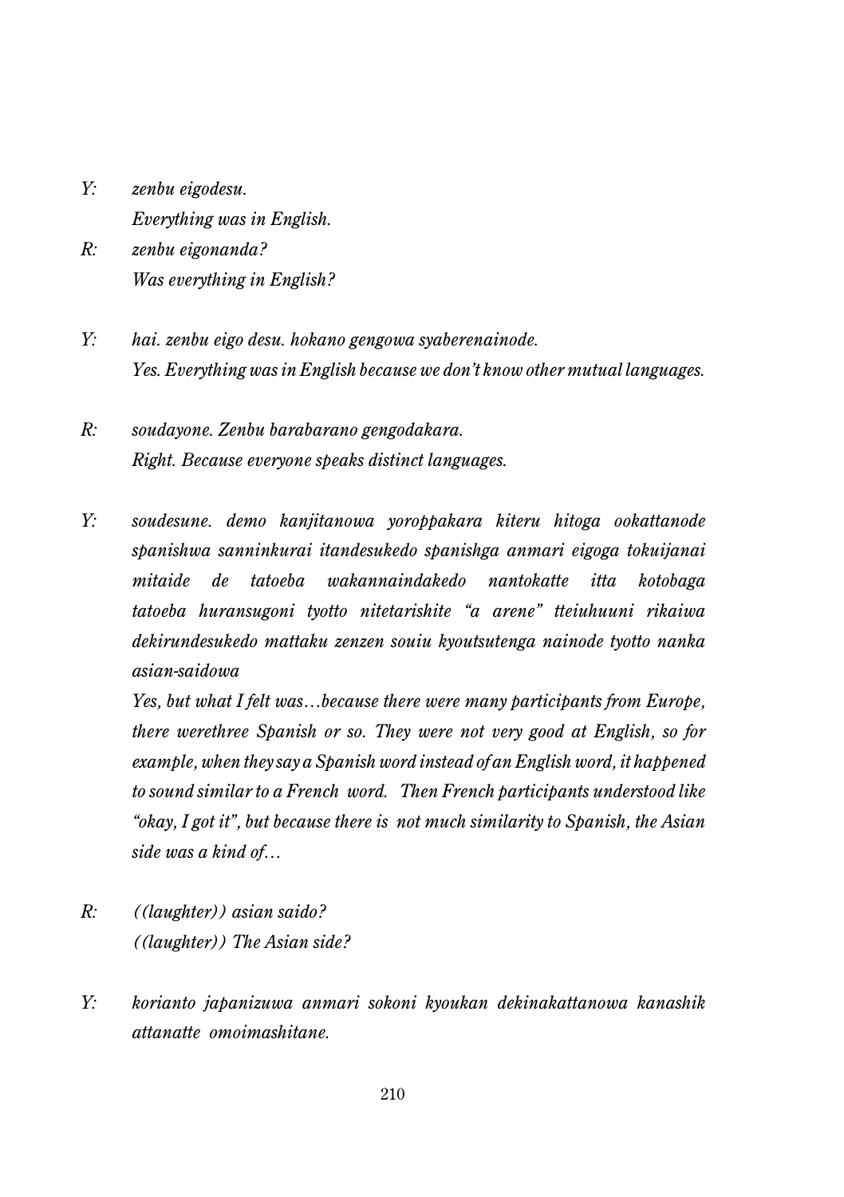*Y:* *zenbu eigodesu.*
*Everything was in English.*

*R:* *zenbu eigonanda?*
*Was everything in English?*

*Y:* *hai. zenbu eigo desu. hokano gengowa syaberenainode.*
*Yes. Everything was in English because we don't know other mutual languages.*

*R:* *soudayone. Zenbu barabarano gengodakara.*
*Right. Because everyone speaks distinct languages.*

*Y:* *soudesune. demo kanjitanowa yoroppakara kiteru hitoga ookattanode spanishwa sanninkurai itandesukedo spanishga anmari eigoga tokuijanai mitaide de tatoeba wakannaindakedo nantokatte itta kotobaga tatoeba huransugoni tyotto nitetarishite "a arene" tteiuhuuni rikaiwa dekirundesukedo mattaku zenzen souiu kyoutsutenga nainode tyotto nanka asian-saidowa*
*Yes, but what I felt was…because there were many participants from Europe, there werethree Spanish or so. They were not very good at English, so for example, when they say a Spanish word instead of an English word, it happened to sound similar to a French word. Then French participants understood like "okay, I got it", but because there is not much similarity to Spanish, the Asian side was a kind of…*

*R:* *((laughter)) asian saido?*
*((laughter)) The Asian side?*

*Y:* *korianto japanizuwa anmari sokoni kyoukan dekinakattanowa kanashik attanatte omoimashitane.*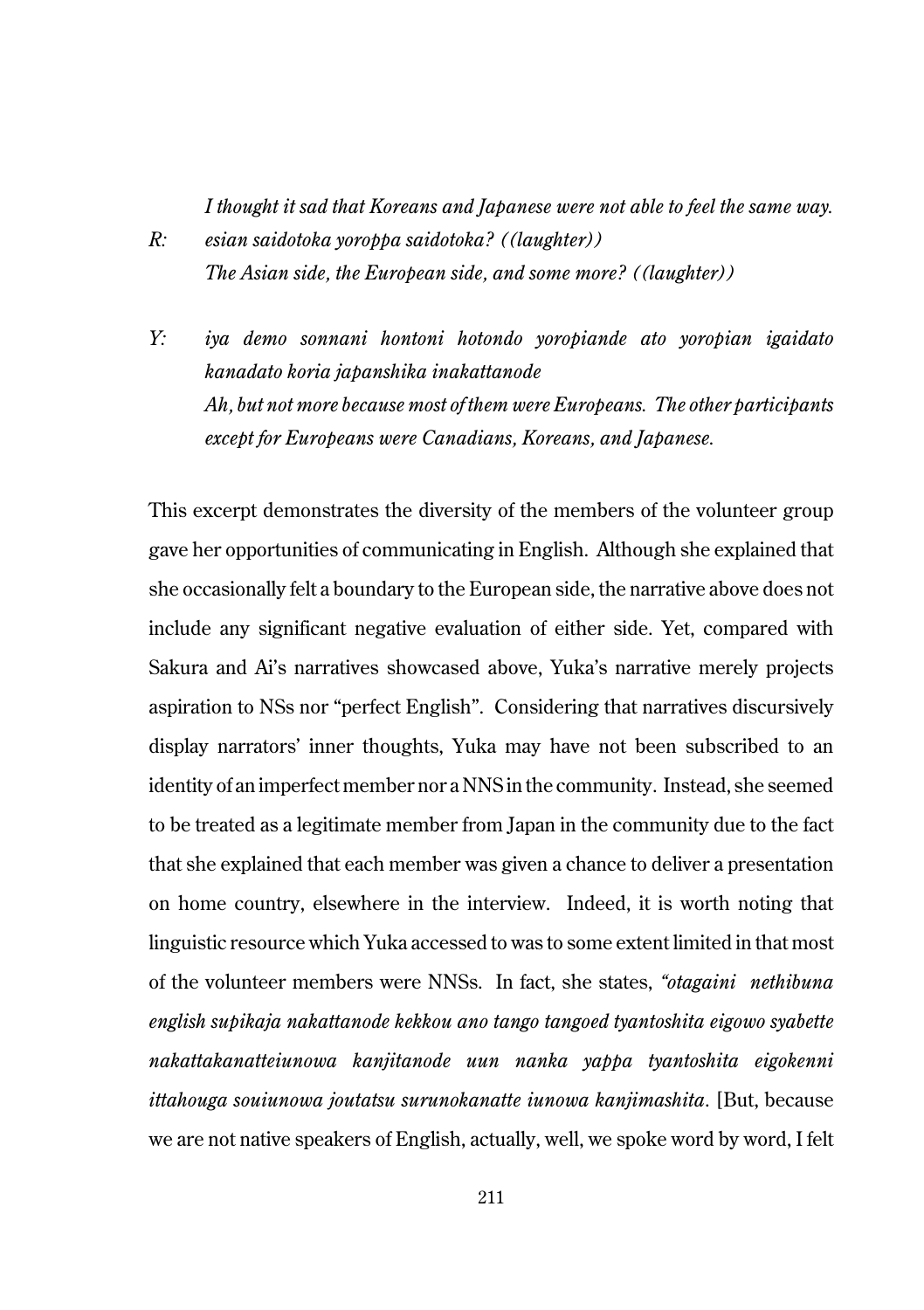*I thought it sad that Koreans and Japanese were not able to feel the same way.*

*R: esian saidotoka yoroppa saidotoka? ((laughter))*
*The Asian side, the European side, and some more? ((laughter))*

*Y: iya demo sonnani hontoni hotondo yoropiande ato yoropian igaidato kanadato koria japanshika inakattanode*
*Ah, but not more because most of them were Europeans. The other participants except for Europeans were Canadians, Koreans, and Japanese.*

This excerpt demonstrates the diversity of the members of the volunteer group gave her opportunities of communicating in English. Although she explained that she occasionally felt a boundary to the European side, the narrative above does not include any significant negative evaluation of either side. Yet, compared with Sakura and Ai's narratives showcased above, Yuka's narrative merely projects aspiration to NSs nor "perfect English". Considering that narratives discursively display narrators' inner thoughts, Yuka may have not been subscribed to an identity of an imperfect member nor a NNS in the community. Instead, she seemed to be treated as a legitimate member from Japan in the community due to the fact that she explained that each member was given a chance to deliver a presentation on home country, elsewhere in the interview. Indeed, it is worth noting that linguistic resource which Yuka accessed to was to some extent limited in that most of the volunteer members were NNSs. In fact, she states, *"otagaini nethibuna english supikaja nakattanode kekkou ano tango tangoed tyantoshita eigowo syabette nakattakanatteiunowa kanjitanode uun nanka yappa tyantoshita eigokenni ittahouga souiunowa joutatsu surunokanatte iunowa kanjimashita*. [But, because we are not native speakers of English, actually, well, we spoke word by word, I felt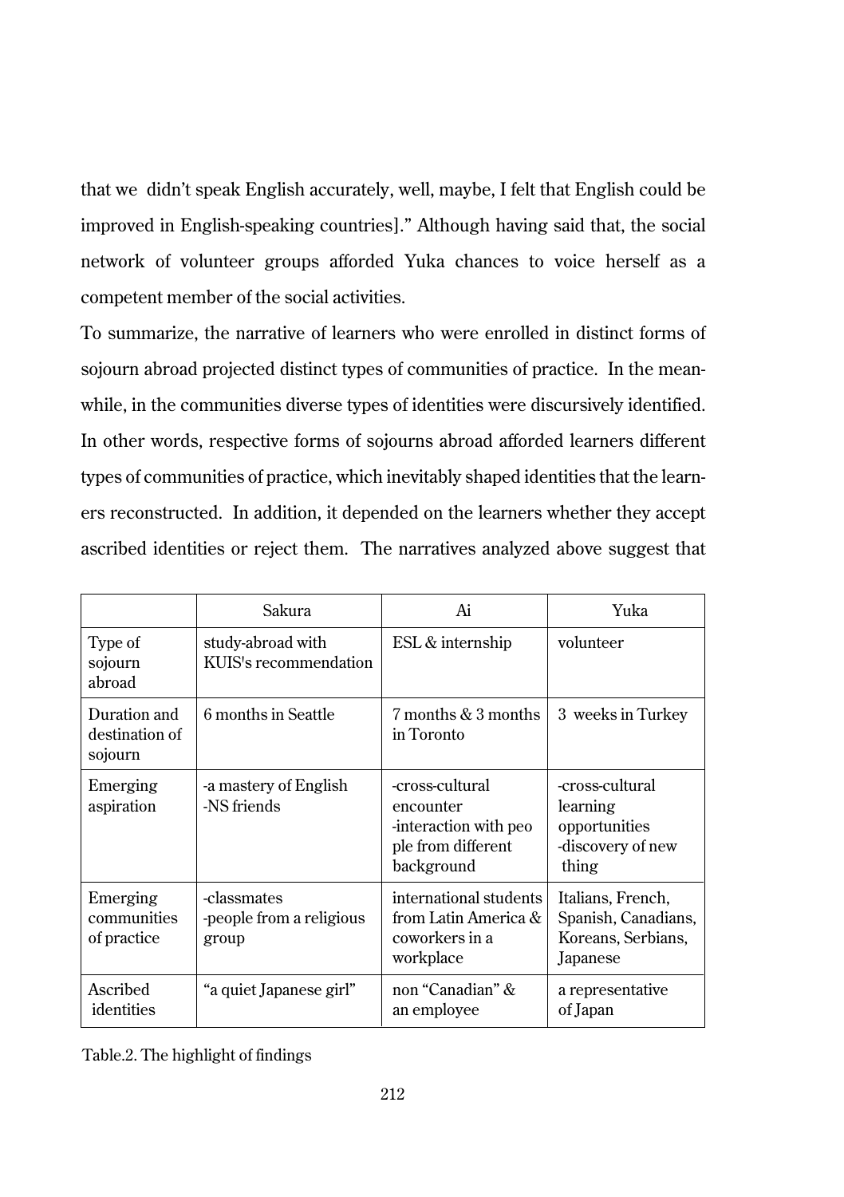that we didn't speak English accurately, well, maybe, I felt that English could be improved in English-speaking countries]." Although having said that, the social network of volunteer groups afforded Yuka chances to voice herself as a competent member of the social activities.

To summarize, the narrative of learners who were enrolled in distinct forms of sojourn abroad projected distinct types of communities of practice. In the meanwhile, in the communities diverse types of identities were discursively identified. In other words, respective forms of sojourns abroad afforded learners different types of communities of practice, which inevitably shaped identities that the learners reconstructed. In addition, it depended on the learners whether they accept ascribed identities or reject them. The narratives analyzed above suggest that

| | Sakura | Ai | Yuka |
|---|---|---|---|
| Type of sojourn abroad | study-abroad with KUIS's recommendation | ESL & internship | volunteer |
| Duration and destination of sojourn | 6 months in Seattle | 7 months & 3 months in Toronto | 3 weeks in Turkey |
| Emerging aspiration | -a mastery of English<br>-NS friends | -cross-cultural encounter<br>-interaction with people from different background | -cross-cultural learning opportunities<br>-discovery of new thing |
| Emerging communities of practice | -classmates<br>-people from a religious group | international students from Latin America & coworkers in a workplace | Italians, French, Spanish, Canadians, Koreans, Serbians, Japanese |
| Ascribed identities | "a quiet Japanese girl" | non "Canadian" & an employee | a representative of Japan |

Table.2. The highlight of findings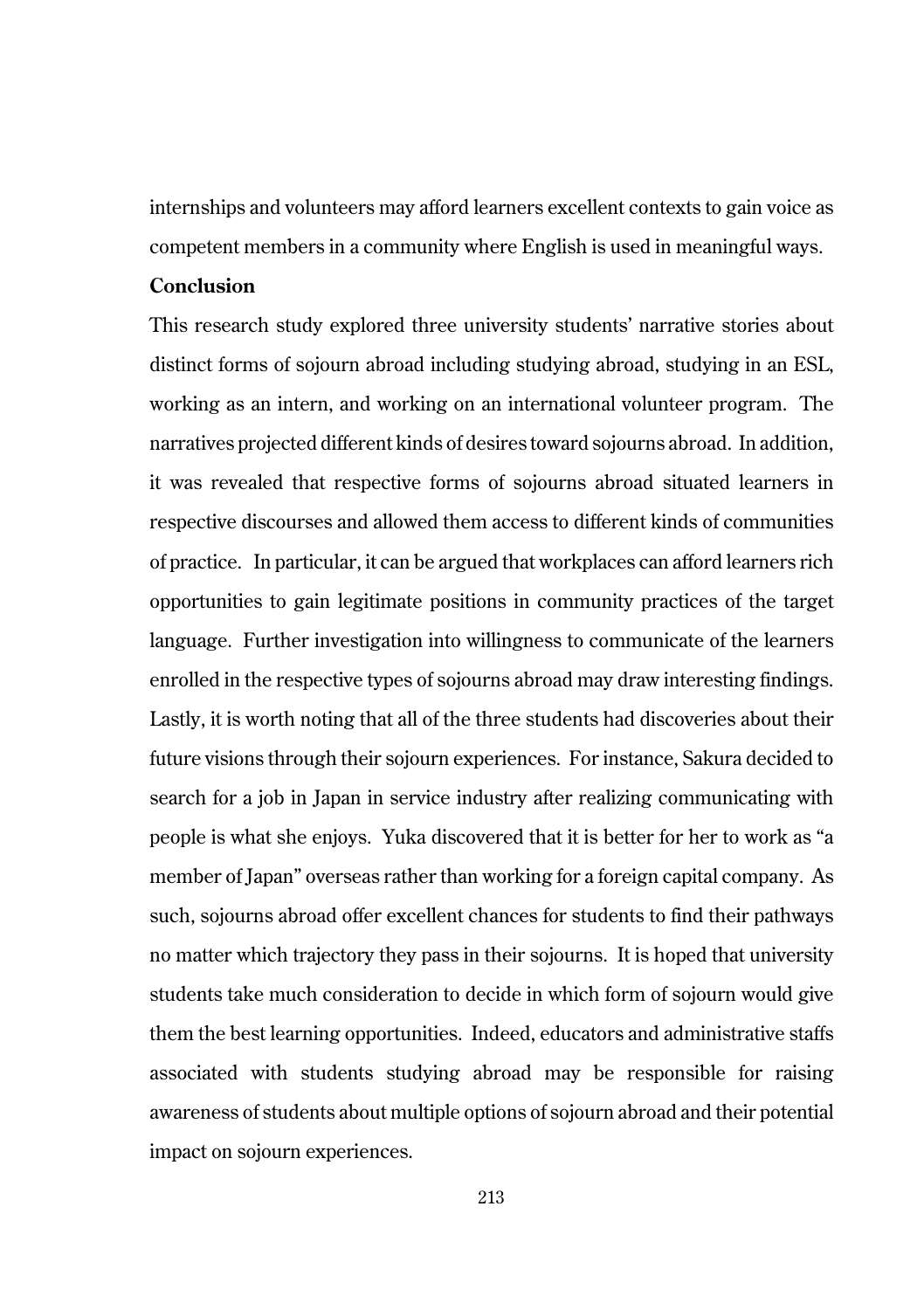internships and volunteers may afford learners excellent contexts to gain voice as competent members in a community where English is used in meaningful ways.

**Conclusion**

This research study explored three university students' narrative stories about distinct forms of sojourn abroad including studying abroad, studying in an ESL, working as an intern, and working on an international volunteer program. The narratives projected different kinds of desires toward sojourns abroad. In addition, it was revealed that respective forms of sojourns abroad situated learners in respective discourses and allowed them access to different kinds of communities of practice. In particular, it can be argued that workplaces can afford learners rich opportunities to gain legitimate positions in community practices of the target language. Further investigation into willingness to communicate of the learners enrolled in the respective types of sojourns abroad may draw interesting findings. Lastly, it is worth noting that all of the three students had discoveries about their future visions through their sojourn experiences. For instance, Sakura decided to search for a job in Japan in service industry after realizing communicating with people is what she enjoys. Yuka discovered that it is better for her to work as "a member of Japan" overseas rather than working for a foreign capital company. As such, sojourns abroad offer excellent chances for students to find their pathways no matter which trajectory they pass in their sojourns. It is hoped that university students take much consideration to decide in which form of sojourn would give them the best learning opportunities. Indeed, educators and administrative staffs associated with students studying abroad may be responsible for raising awareness of students about multiple options of sojourn abroad and their potential impact on sojourn experiences.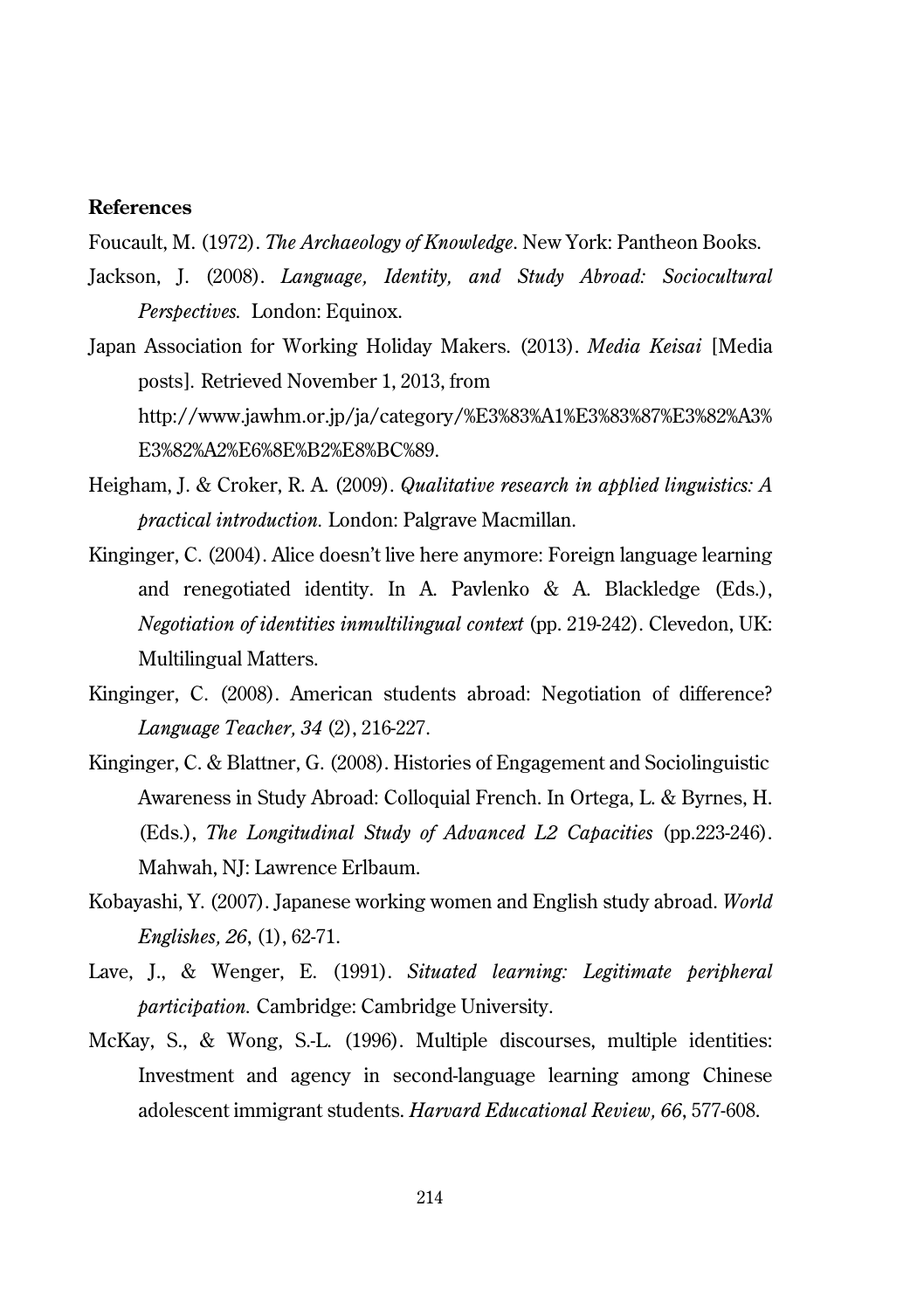**References**

Foucault, M. (1972). *The Archaeology of Knowledge*. New York: Pantheon Books.

Jackson, J. (2008). *Language, Identity, and Study Abroad: Sociocultural Perspectives.* London: Equinox.

Japan Association for Working Holiday Makers. (2013). *Media Keisai* [Media posts]. Retrieved November 1, 2013, from http://www.jawhm.or.jp/ja/category/%E3%83%A1%E3%83%87%E3%82%A3%E3%82%A2%E6%8E%B2%E8%BC%89.

Heigham, J. & Croker, R. A. (2009). *Qualitative research in applied linguistics: A practical introduction.* London: Palgrave Macmillan.

Kinginger, C. (2004). Alice doesn't live here anymore: Foreign language learning and renegotiated identity. In A. Pavlenko & A. Blackledge (Eds.), *Negotiation of identities inmultilingual context* (pp. 219-242). Clevedon, UK: Multilingual Matters.

Kinginger, C. (2008). American students abroad: Negotiation of difference? *Language Teacher, 34* (2), 216-227.

Kinginger, C. & Blattner, G. (2008). Histories of Engagement and Sociolinguistic Awareness in Study Abroad: Colloquial French. In Ortega, L. & Byrnes, H. (Eds.), *The Longitudinal Study of Advanced L2 Capacities* (pp.223-246). Mahwah, NJ: Lawrence Erlbaum.

Kobayashi, Y. (2007). Japanese working women and English study abroad. *World Englishes, 26*, (1), 62-71.

Lave, J., & Wenger, E. (1991). *Situated learning: Legitimate peripheral participation.* Cambridge: Cambridge University.

McKay, S., & Wong, S.-L. (1996). Multiple discourses, multiple identities: Investment and agency in second-language learning among Chinese adolescent immigrant students. *Harvard Educational Review, 66*, 577-608.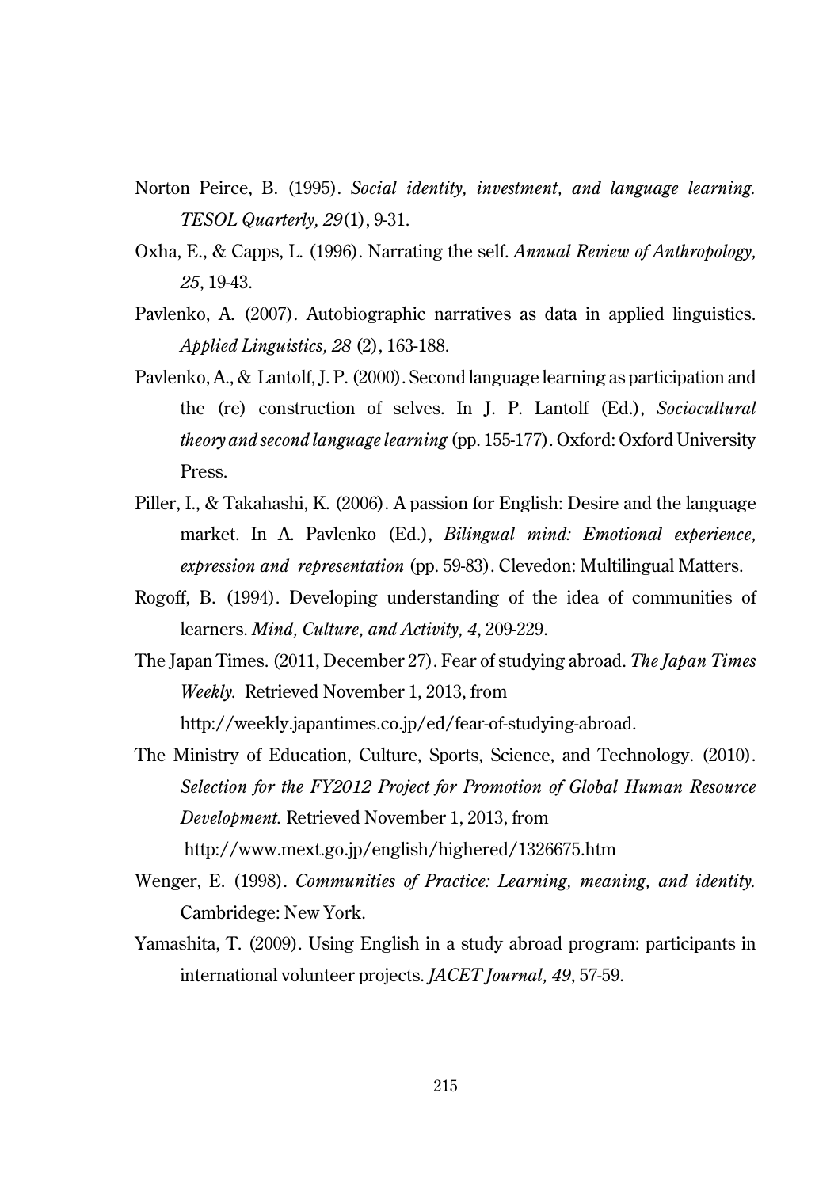Norton Peirce, B. (1995). *Social identity, investment, and language learning. TESOL Quarterly, 29*(1), 9-31.

Oxha, E., & Capps, L. (1996). Narrating the self. *Annual Review of Anthropology, 25*, 19-43.

Pavlenko, A. (2007). Autobiographic narratives as data in applied linguistics. *Applied Linguistics, 28* (2), 163-188.

Pavlenko, A., & Lantolf, J. P. (2000). Second language learning as participation and the (re) construction of selves. In J. P. Lantolf (Ed.), *Sociocultural theory and second language learning* (pp. 155-177). Oxford: Oxford University Press.

Piller, I., & Takahashi, K. (2006). A passion for English: Desire and the language market. In A. Pavlenko (Ed.), *Bilingual mind: Emotional experience, expression and representation* (pp. 59-83). Clevedon: Multilingual Matters.

Rogoff, B. (1994). Developing understanding of the idea of communities of learners. *Mind, Culture, and Activity, 4*, 209-229.

The Japan Times. (2011, December 27). Fear of studying abroad. *The Japan Times Weekly.* Retrieved November 1, 2013, from http://weekly.japantimes.co.jp/ed/fear-of-studying-abroad.

The Ministry of Education, Culture, Sports, Science, and Technology. (2010). *Selection for the FY2012 Project for Promotion of Global Human Resource Development.* Retrieved November 1, 2013, from http://www.mext.go.jp/english/highered/1326675.htm

Wenger, E. (1998). *Communities of Practice: Learning, meaning, and identity.* Cambridege: New York.

Yamashita, T. (2009). Using English in a study abroad program: participants in international volunteer projects. *JACET Journal, 49*, 57-59.